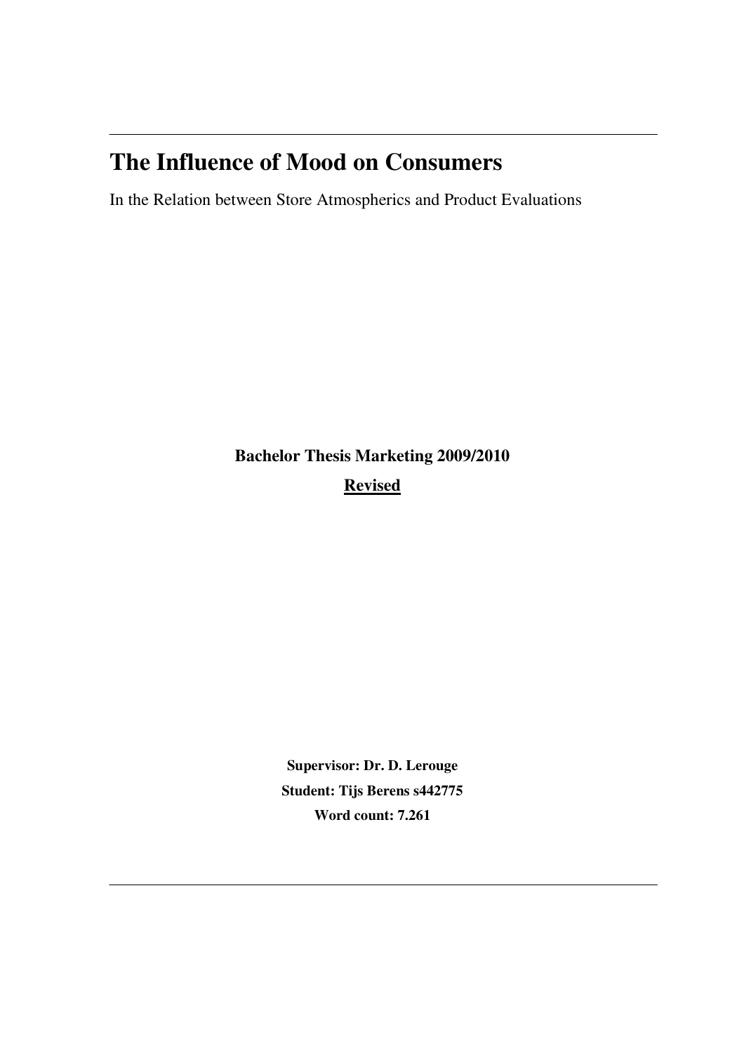# The Influence of Mood on Consumers

In the Relation between Store Atmospherics and Product Evaluations

**Bachelor Thesis Marketing 2009/2010**

**Revised**

**Supervisor: Dr. D. Lerouge**

**Student: Tijs Berens s442775**

**Word count: 7.261**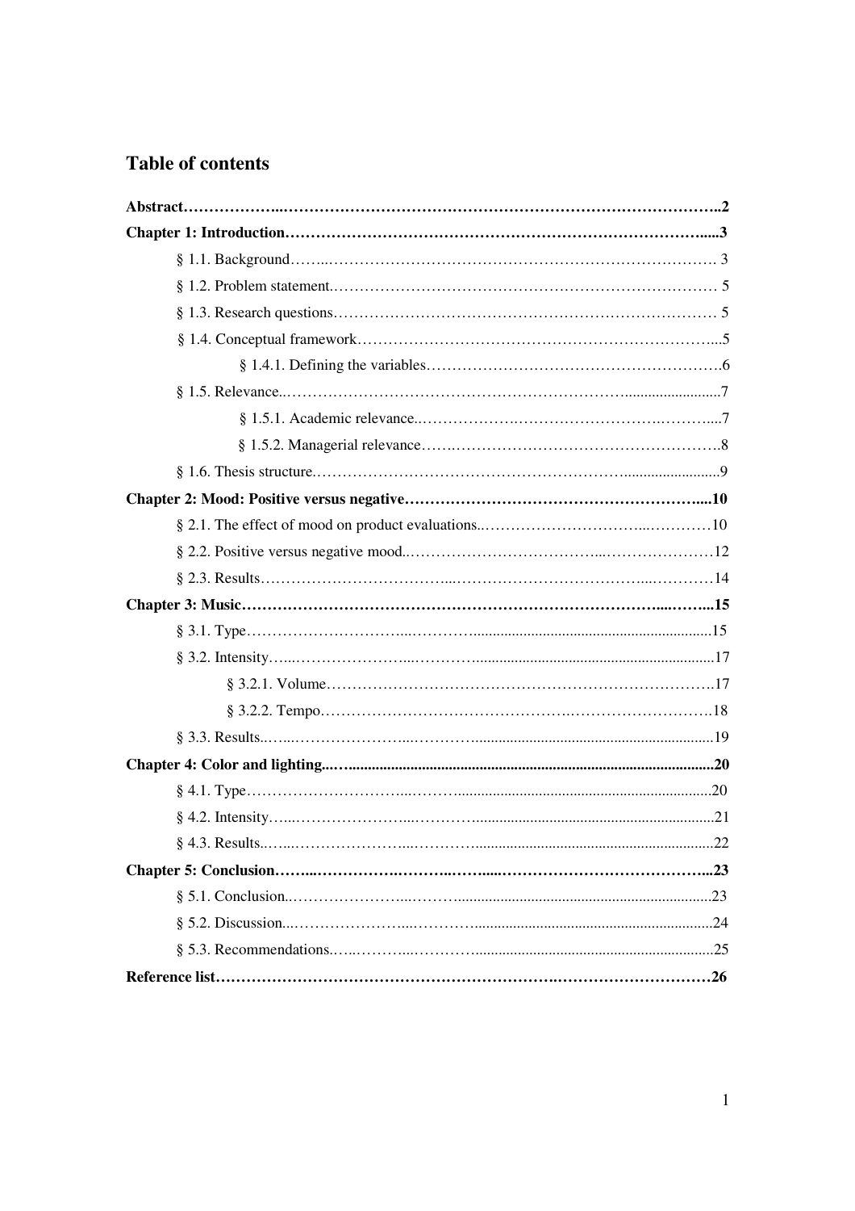## Table of contents

**Abstract** .......... **2**

**Chapter 1: Introduction** .......... **3**

- § 1.1. Background .......... 3
- § 1.2. Problem statement .......... 5
- § 1.3. Research questions .......... 5
- § 1.4. Conceptual framework .......... 5
  - § 1.4.1. Defining the variables .......... 6
- § 1.5. Relevance .......... 7
  - § 1.5.1. Academic relevance .......... 7
  - § 1.5.2. Managerial relevance .......... 8
- § 1.6. Thesis structure .......... 9

**Chapter 2: Mood: Positive versus negative** .......... **10**

- § 2.1. The effect of mood on product evaluations .......... 10
- § 2.2. Positive versus negative mood .......... 12
- § 2.3. Results .......... 14

**Chapter 3: Music** .......... **15**

- § 3.1. Type .......... 15
- § 3.2. Intensity .......... 17
  - § 3.2.1. Volume .......... 17
  - § 3.2.2. Tempo .......... 18
- § 3.3. Results .......... 19

**Chapter 4: Color and lighting** .......... **20**

- § 4.1. Type .......... 20
- § 4.2. Intensity .......... 21
- § 4.3. Results .......... 22

**Chapter 5: Conclusion** .......... **23**

- § 5.1. Conclusion .......... 23
- § 5.2. Discussion .......... 24
- § 5.3. Recommendations .......... 25

**Reference list** .......... **26**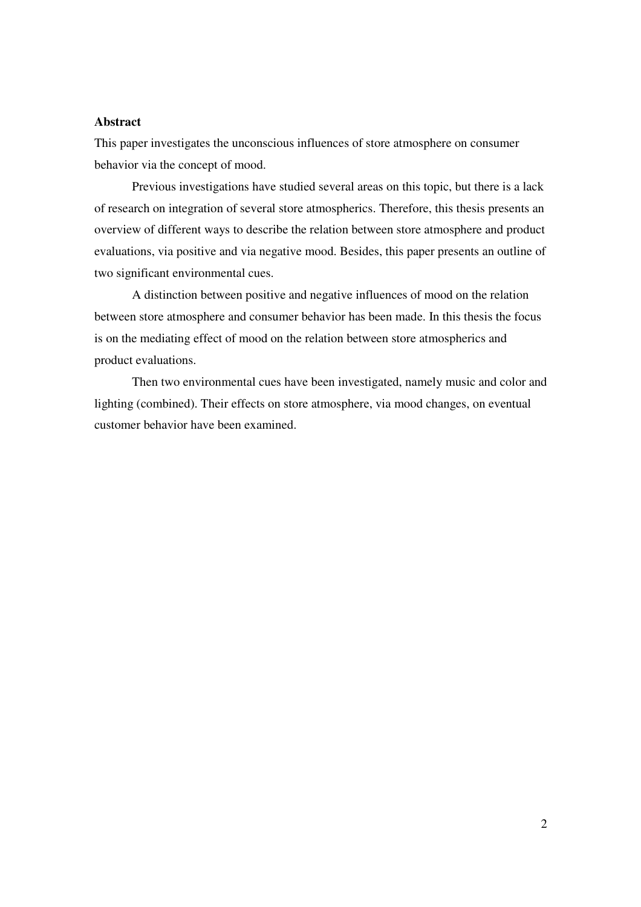**Abstract**

This paper investigates the unconscious influences of store atmosphere on consumer behavior via the concept of mood.

Previous investigations have studied several areas on this topic, but there is a lack of research on integration of several store atmospherics. Therefore, this thesis presents an overview of different ways to describe the relation between store atmosphere and product evaluations, via positive and via negative mood. Besides, this paper presents an outline of two significant environmental cues.

A distinction between positive and negative influences of mood on the relation between store atmosphere and consumer behavior has been made. In this thesis the focus is on the mediating effect of mood on the relation between store atmospherics and product evaluations.

Then two environmental cues have been investigated, namely music and color and lighting (combined). Their effects on store atmosphere, via mood changes, on eventual customer behavior have been examined.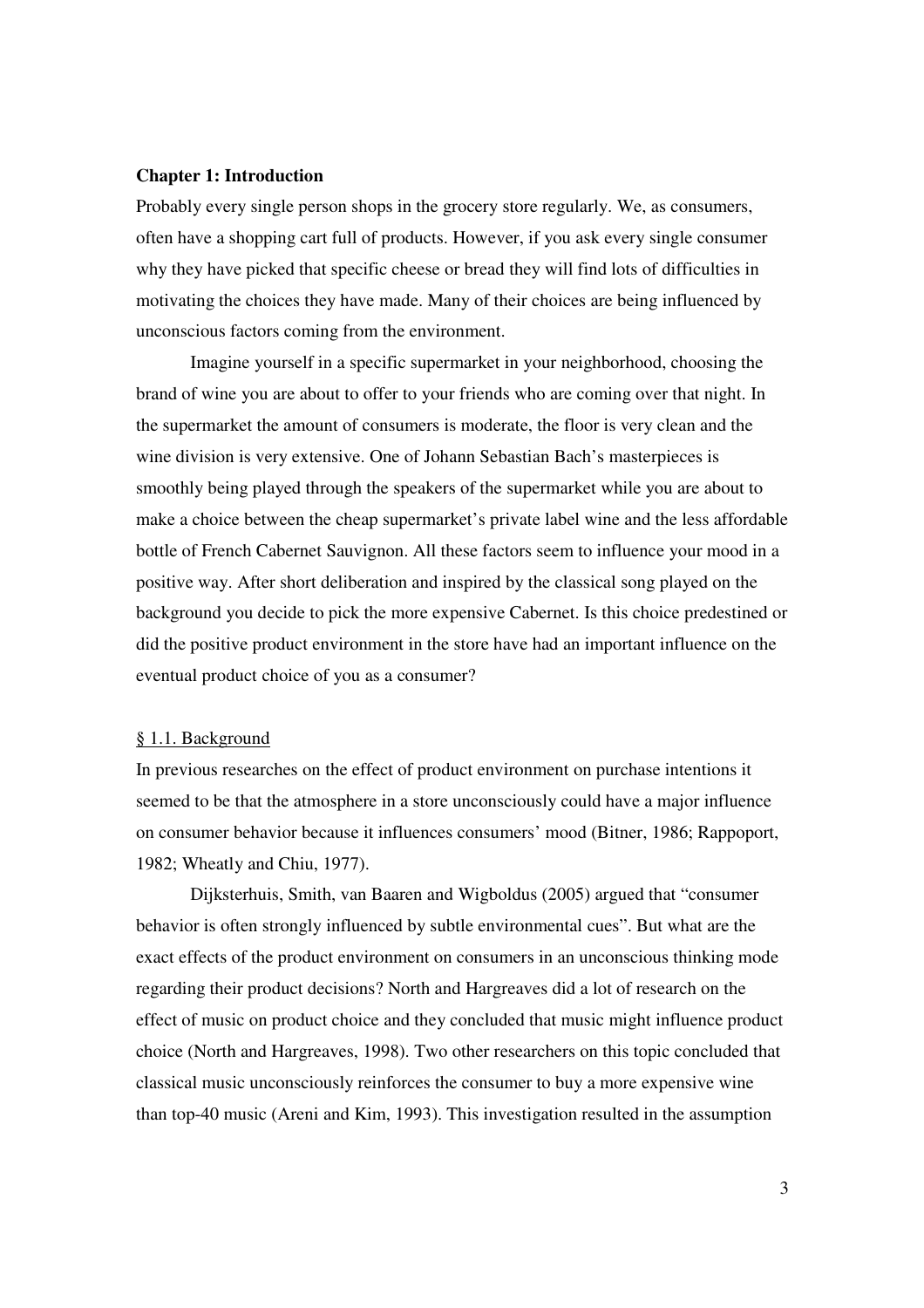## Chapter 1: Introduction

Probably every single person shops in the grocery store regularly. We, as consumers, often have a shopping cart full of products. However, if you ask every single consumer why they have picked that specific cheese or bread they will find lots of difficulties in motivating the choices they have made. Many of their choices are being influenced by unconscious factors coming from the environment.

Imagine yourself in a specific supermarket in your neighborhood, choosing the brand of wine you are about to offer to your friends who are coming over that night. In the supermarket the amount of consumers is moderate, the floor is very clean and the wine division is very extensive. One of Johann Sebastian Bach's masterpieces is smoothly being played through the speakers of the supermarket while you are about to make a choice between the cheap supermarket's private label wine and the less affordable bottle of French Cabernet Sauvignon. All these factors seem to influence your mood in a positive way. After short deliberation and inspired by the classical song played on the background you decide to pick the more expensive Cabernet. Is this choice predestined or did the positive product environment in the store have had an important influence on the eventual product choice of you as a consumer?

### § 1.1. Background

In previous researches on the effect of product environment on purchase intentions it seemed to be that the atmosphere in a store unconsciously could have a major influence on consumer behavior because it influences consumers' mood (Bitner, 1986; Rappoport, 1982; Wheatly and Chiu, 1977).

Dijksterhuis, Smith, van Baaren and Wigboldus (2005) argued that "consumer behavior is often strongly influenced by subtle environmental cues". But what are the exact effects of the product environment on consumers in an unconscious thinking mode regarding their product decisions? North and Hargreaves did a lot of research on the effect of music on product choice and they concluded that music might influence product choice (North and Hargreaves, 1998). Two other researchers on this topic concluded that classical music unconsciously reinforces the consumer to buy a more expensive wine than top-40 music (Areni and Kim, 1993). This investigation resulted in the assumption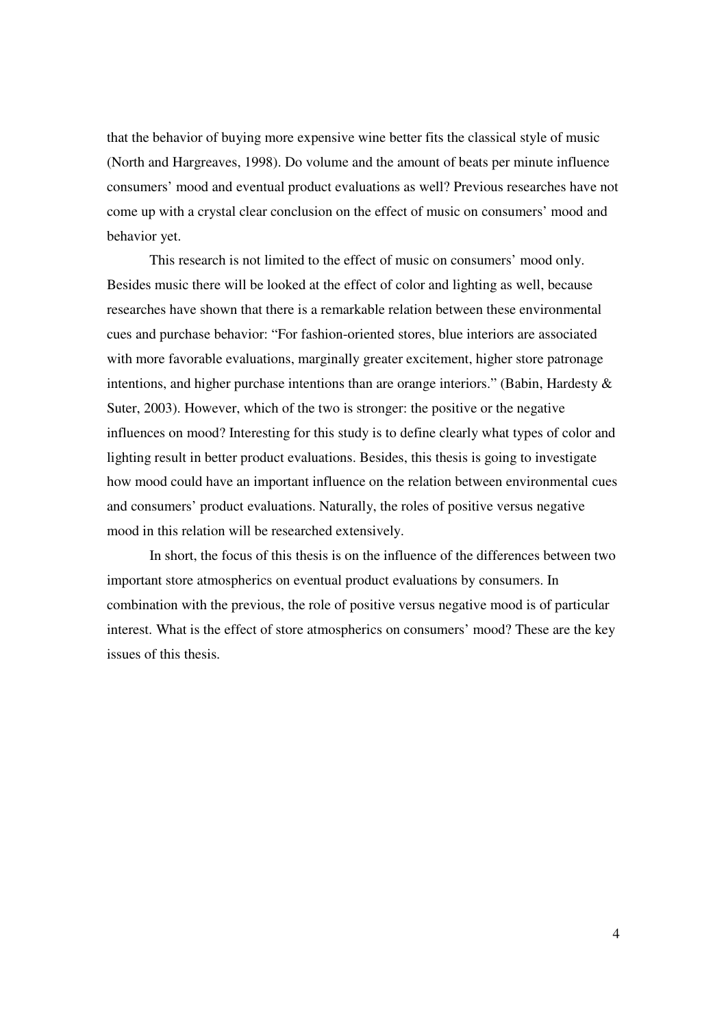that the behavior of buying more expensive wine better fits the classical style of music (North and Hargreaves, 1998). Do volume and the amount of beats per minute influence consumers' mood and eventual product evaluations as well? Previous researches have not come up with a crystal clear conclusion on the effect of music on consumers' mood and behavior yet.

This research is not limited to the effect of music on consumers' mood only. Besides music there will be looked at the effect of color and lighting as well, because researches have shown that there is a remarkable relation between these environmental cues and purchase behavior: "For fashion-oriented stores, blue interiors are associated with more favorable evaluations, marginally greater excitement, higher store patronage intentions, and higher purchase intentions than are orange interiors." (Babin, Hardesty & Suter, 2003). However, which of the two is stronger: the positive or the negative influences on mood? Interesting for this study is to define clearly what types of color and lighting result in better product evaluations. Besides, this thesis is going to investigate how mood could have an important influence on the relation between environmental cues and consumers' product evaluations. Naturally, the roles of positive versus negative mood in this relation will be researched extensively.

In short, the focus of this thesis is on the influence of the differences between two important store atmospherics on eventual product evaluations by consumers. In combination with the previous, the role of positive versus negative mood is of particular interest. What is the effect of store atmospherics on consumers' mood? These are the key issues of this thesis.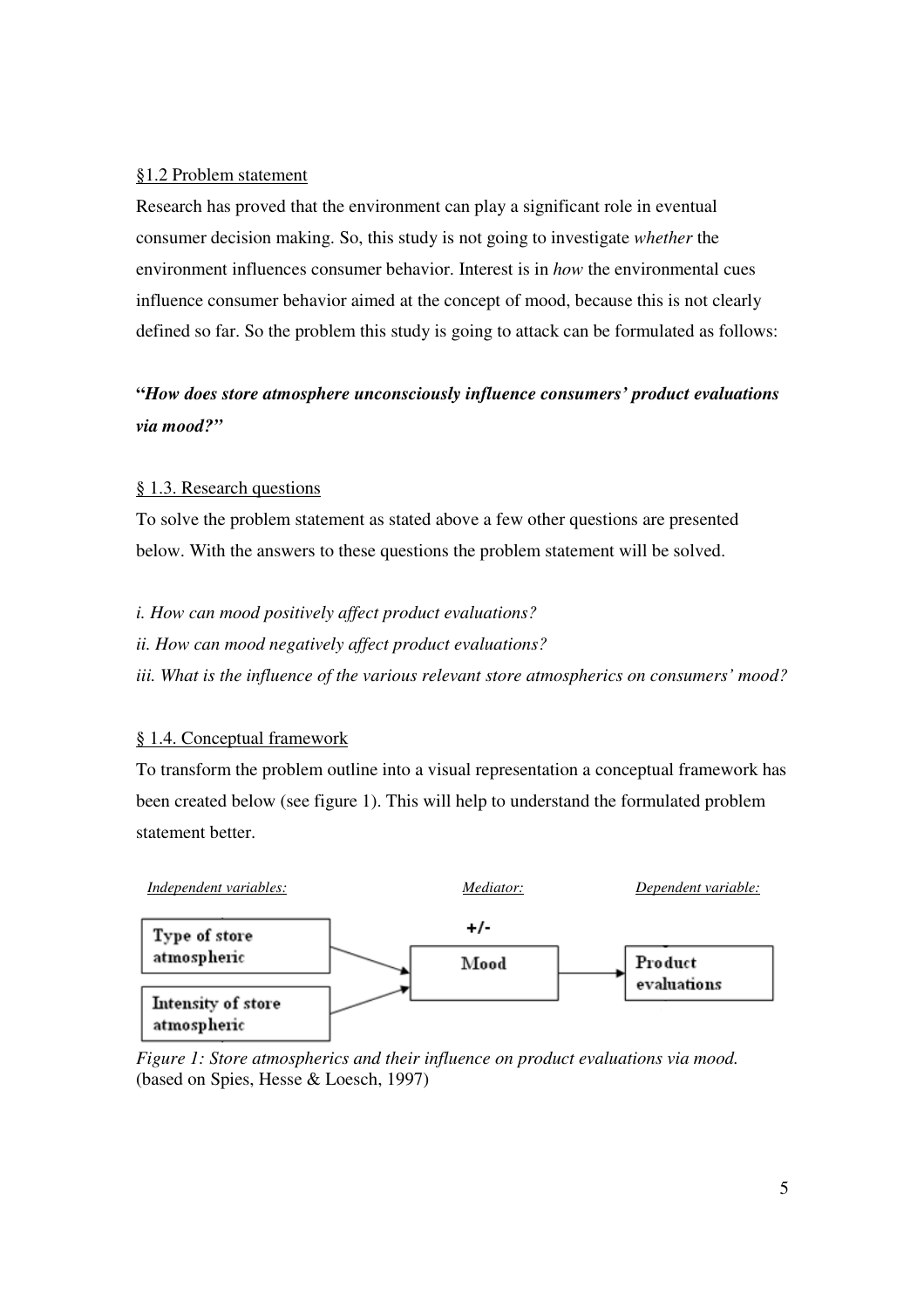§1.2 Problem statement

Research has proved that the environment can play a significant role in eventual consumer decision making. So, this study is not going to investigate *whether* the environment influences consumer behavior. Interest is in *how* the environmental cues influence consumer behavior aimed at the concept of mood, because this is not clearly defined so far. So the problem this study is going to attack can be formulated as follows:

**"*How does store atmosphere unconsciously influence consumers' product evaluations via mood?*"**

§ 1.3. Research questions

To solve the problem statement as stated above a few other questions are presented below. With the answers to these questions the problem statement will be solved.

*i. How can mood positively affect product evaluations?*

*ii. How can mood negatively affect product evaluations?*

*iii. What is the influence of the various relevant store atmospherics on consumers' mood?*

§ 1.4. Conceptual framework

To transform the problem outline into a visual representation a conceptual framework has been created below (see figure 1). This will help to understand the formulated problem statement better.

*Independent variables:* Type of store atmospheric; Intensity of store atmospheric → *Mediator:* Mood (+/-) → *Dependent variable:* Product evaluations

*Figure 1: Store atmospherics and their influence on product evaluations via mood.*
(based on Spies, Hesse & Loesch, 1997)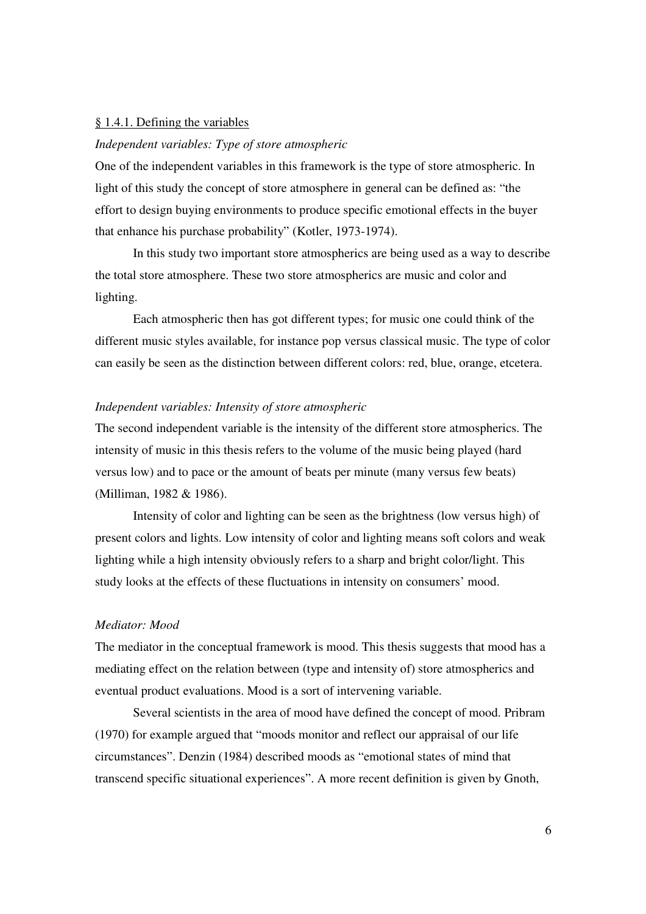<u>§ 1.4.1. Defining the variables</u>

*Independent variables: Type of store atmospheric*

One of the independent variables in this framework is the type of store atmospheric. In light of this study the concept of store atmosphere in general can be defined as: "the effort to design buying environments to produce specific emotional effects in the buyer that enhance his purchase probability" (Kotler, 1973-1974).

In this study two important store atmospherics are being used as a way to describe the total store atmosphere. These two store atmospherics are music and color and lighting.

Each atmospheric then has got different types; for music one could think of the different music styles available, for instance pop versus classical music. The type of color can easily be seen as the distinction between different colors: red, blue, orange, etcetera.

*Independent variables: Intensity of store atmospheric*

The second independent variable is the intensity of the different store atmospherics. The intensity of music in this thesis refers to the volume of the music being played (hard versus low) and to pace or the amount of beats per minute (many versus few beats) (Milliman, 1982 & 1986).

Intensity of color and lighting can be seen as the brightness (low versus high) of present colors and lights. Low intensity of color and lighting means soft colors and weak lighting while a high intensity obviously refers to a sharp and bright color/light. This study looks at the effects of these fluctuations in intensity on consumers' mood.

*Mediator: Mood*

The mediator in the conceptual framework is mood. This thesis suggests that mood has a mediating effect on the relation between (type and intensity of) store atmospherics and eventual product evaluations. Mood is a sort of intervening variable.

Several scientists in the area of mood have defined the concept of mood. Pribram (1970) for example argued that "moods monitor and reflect our appraisal of our life circumstances". Denzin (1984) described moods as "emotional states of mind that transcend specific situational experiences". A more recent definition is given by Gnoth,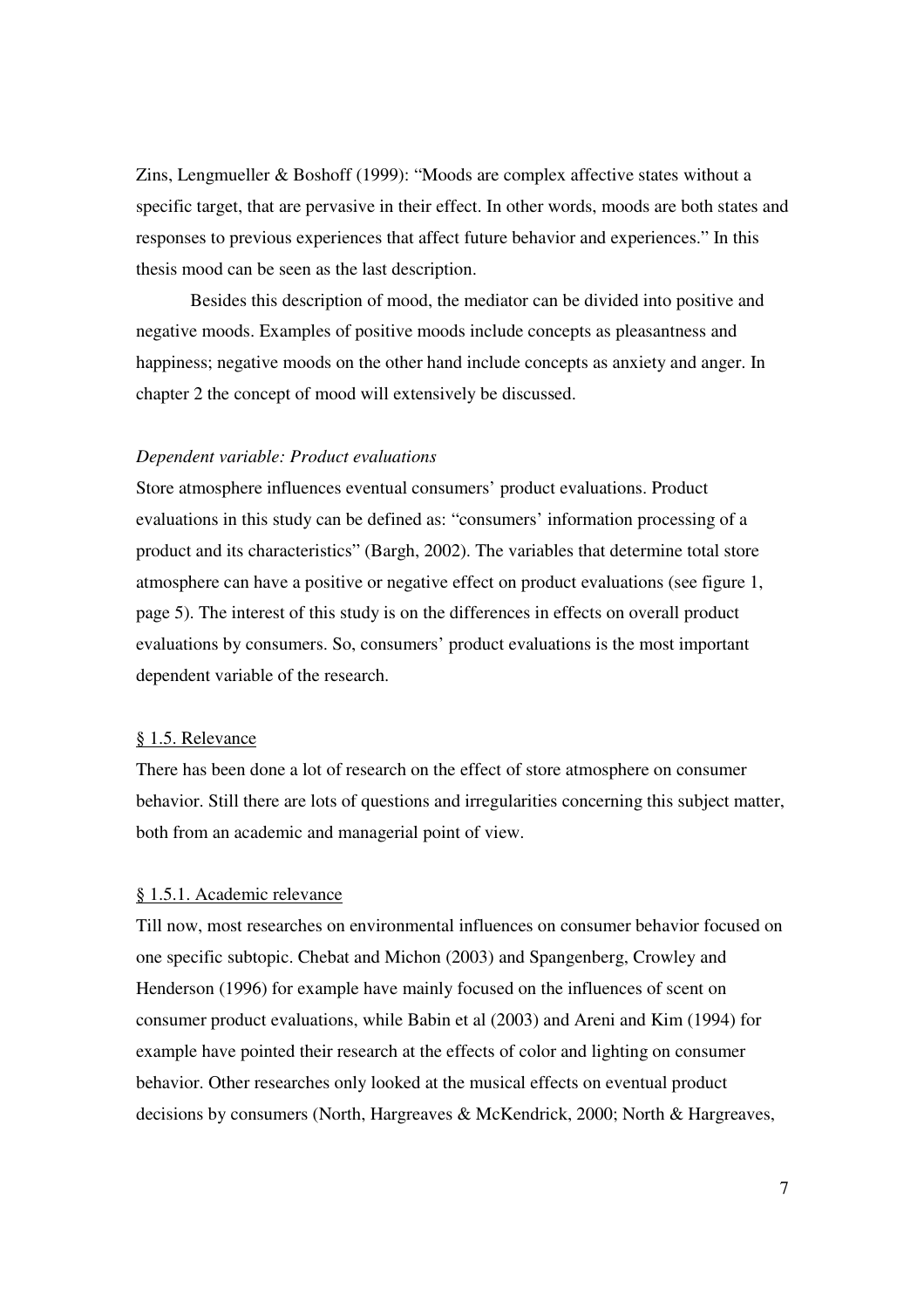Zins, Lengmueller & Boshoff (1999): "Moods are complex affective states without a specific target, that are pervasive in their effect. In other words, moods are both states and responses to previous experiences that affect future behavior and experiences." In this thesis mood can be seen as the last description.

Besides this description of mood, the mediator can be divided into positive and negative moods. Examples of positive moods include concepts as pleasantness and happiness; negative moods on the other hand include concepts as anxiety and anger. In chapter 2 the concept of mood will extensively be discussed.

*Dependent variable: Product evaluations*

Store atmosphere influences eventual consumers' product evaluations. Product evaluations in this study can be defined as: "consumers' information processing of a product and its characteristics" (Bargh, 2002). The variables that determine total store atmosphere can have a positive or negative effect on product evaluations (see figure 1, page 5). The interest of this study is on the differences in effects on overall product evaluations by consumers. So, consumers' product evaluations is the most important dependent variable of the research.

## § 1.5. Relevance

There has been done a lot of research on the effect of store atmosphere on consumer behavior. Still there are lots of questions and irregularities concerning this subject matter, both from an academic and managerial point of view.

### § 1.5.1. Academic relevance

Till now, most researches on environmental influences on consumer behavior focused on one specific subtopic. Chebat and Michon (2003) and Spangenberg, Crowley and Henderson (1996) for example have mainly focused on the influences of scent on consumer product evaluations, while Babin et al (2003) and Areni and Kim (1994) for example have pointed their research at the effects of color and lighting on consumer behavior. Other researches only looked at the musical effects on eventual product decisions by consumers (North, Hargreaves & McKendrick, 2000; North & Hargreaves,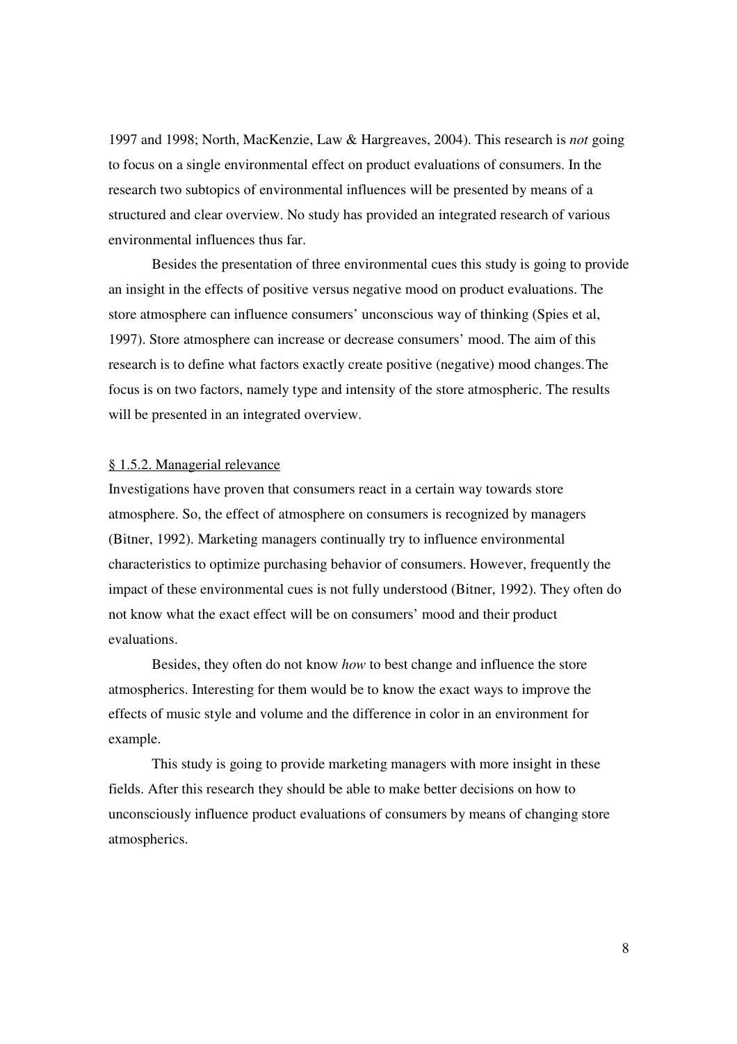1997 and 1998; North, MacKenzie, Law & Hargreaves, 2004). This research is *not* going to focus on a single environmental effect on product evaluations of consumers. In the research two subtopics of environmental influences will be presented by means of a structured and clear overview. No study has provided an integrated research of various environmental influences thus far.

Besides the presentation of three environmental cues this study is going to provide an insight in the effects of positive versus negative mood on product evaluations. The store atmosphere can influence consumers' unconscious way of thinking (Spies et al, 1997). Store atmosphere can increase or decrease consumers' mood. The aim of this research is to define what factors exactly create positive (negative) mood changes.The focus is on two factors, namely type and intensity of the store atmospheric. The results will be presented in an integrated overview.

§ 1.5.2. Managerial relevance

Investigations have proven that consumers react in a certain way towards store atmosphere. So, the effect of atmosphere on consumers is recognized by managers (Bitner, 1992). Marketing managers continually try to influence environmental characteristics to optimize purchasing behavior of consumers. However, frequently the impact of these environmental cues is not fully understood (Bitner, 1992). They often do not know what the exact effect will be on consumers' mood and their product evaluations.

Besides, they often do not know *how* to best change and influence the store atmospherics. Interesting for them would be to know the exact ways to improve the effects of music style and volume and the difference in color in an environment for example.

This study is going to provide marketing managers with more insight in these fields. After this research they should be able to make better decisions on how to unconsciously influence product evaluations of consumers by means of changing store atmospherics.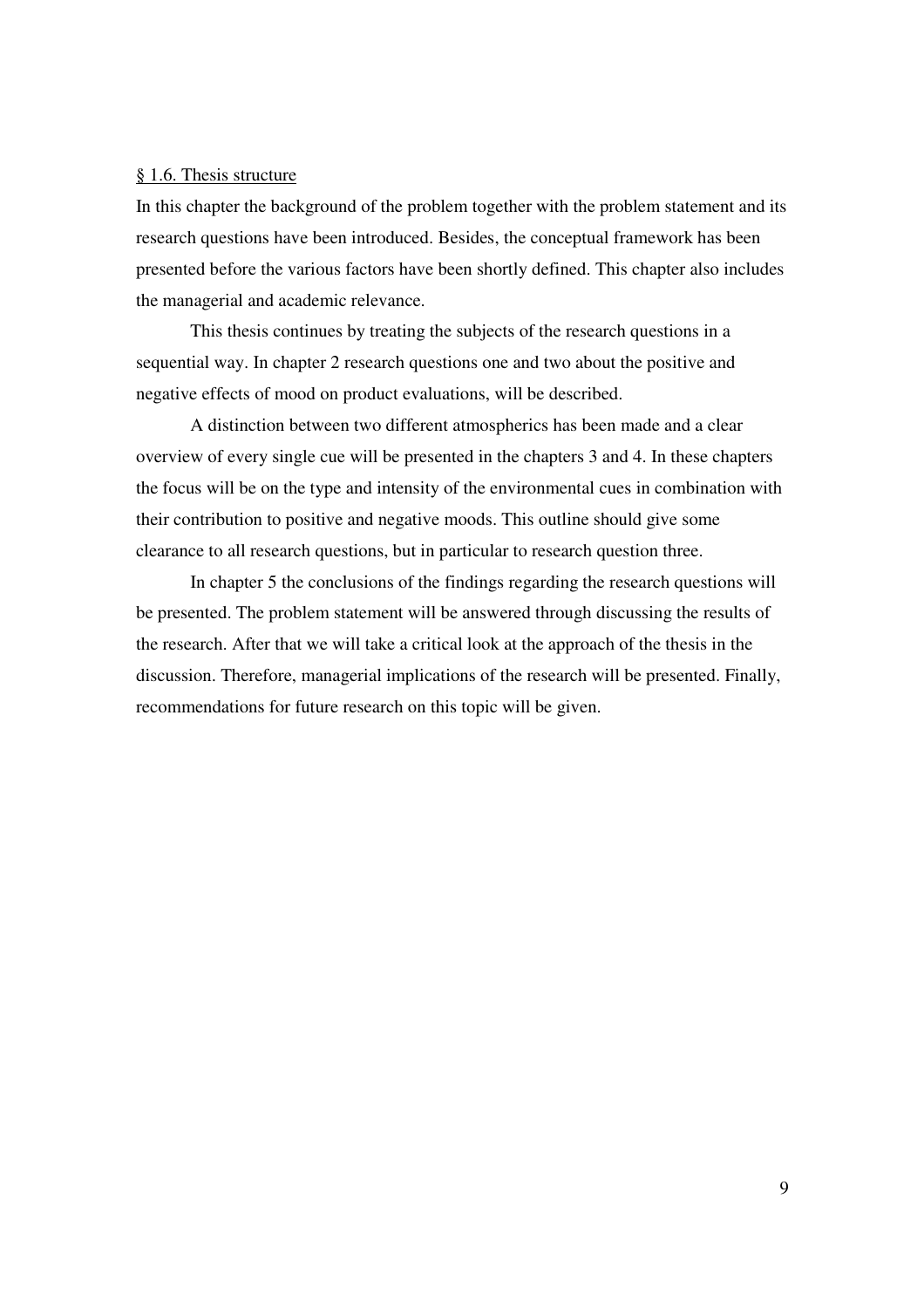## § 1.6. Thesis structure

In this chapter the background of the problem together with the problem statement and its research questions have been introduced. Besides, the conceptual framework has been presented before the various factors have been shortly defined. This chapter also includes the managerial and academic relevance.

This thesis continues by treating the subjects of the research questions in a sequential way. In chapter 2 research questions one and two about the positive and negative effects of mood on product evaluations, will be described.

A distinction between two different atmospherics has been made and a clear overview of every single cue will be presented in the chapters 3 and 4. In these chapters the focus will be on the type and intensity of the environmental cues in combination with their contribution to positive and negative moods. This outline should give some clearance to all research questions, but in particular to research question three.

In chapter 5 the conclusions of the findings regarding the research questions will be presented. The problem statement will be answered through discussing the results of the research. After that we will take a critical look at the approach of the thesis in the discussion. Therefore, managerial implications of the research will be presented. Finally, recommendations for future research on this topic will be given.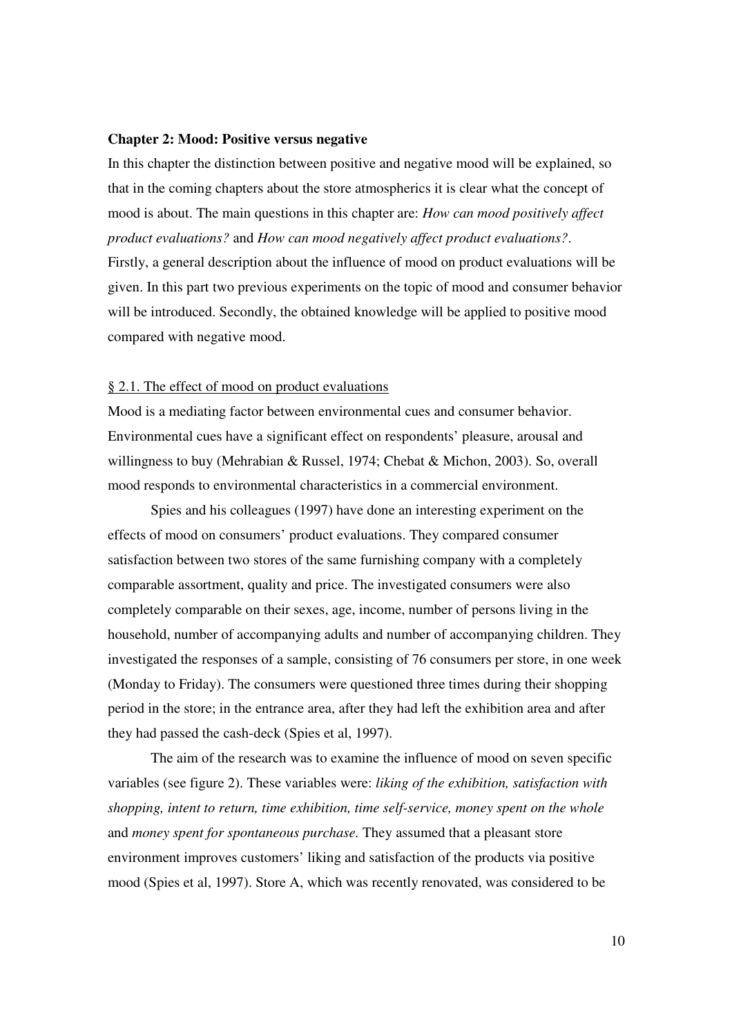## Chapter 2: Mood: Positive versus negative

In this chapter the distinction between positive and negative mood will be explained, so that in the coming chapters about the store atmospherics it is clear what the concept of mood is about. The main questions in this chapter are: *How can mood positively affect product evaluations?* and *How can mood negatively affect product evaluations?*. Firstly, a general description about the influence of mood on product evaluations will be given. In this part two previous experiments on the topic of mood and consumer behavior will be introduced. Secondly, the obtained knowledge will be applied to positive mood compared with negative mood.

### § 2.1. The effect of mood on product evaluations

Mood is a mediating factor between environmental cues and consumer behavior. Environmental cues have a significant effect on respondents' pleasure, arousal and willingness to buy (Mehrabian & Russel, 1974; Chebat & Michon, 2003). So, overall mood responds to environmental characteristics in a commercial environment.

Spies and his colleagues (1997) have done an interesting experiment on the effects of mood on consumers' product evaluations. They compared consumer satisfaction between two stores of the same furnishing company with a completely comparable assortment, quality and price. The investigated consumers were also completely comparable on their sexes, age, income, number of persons living in the household, number of accompanying adults and number of accompanying children. They investigated the responses of a sample, consisting of 76 consumers per store, in one week (Monday to Friday). The consumers were questioned three times during their shopping period in the store; in the entrance area, after they had left the exhibition area and after they had passed the cash-deck (Spies et al, 1997).

The aim of the research was to examine the influence of mood on seven specific variables (see figure 2). These variables were: *liking of the exhibition, satisfaction with shopping, intent to return, time exhibition, time self-service, money spent on the whole* and *money spent for spontaneous purchase.* They assumed that a pleasant store environment improves customers' liking and satisfaction of the products via positive mood (Spies et al, 1997). Store A, which was recently renovated, was considered to be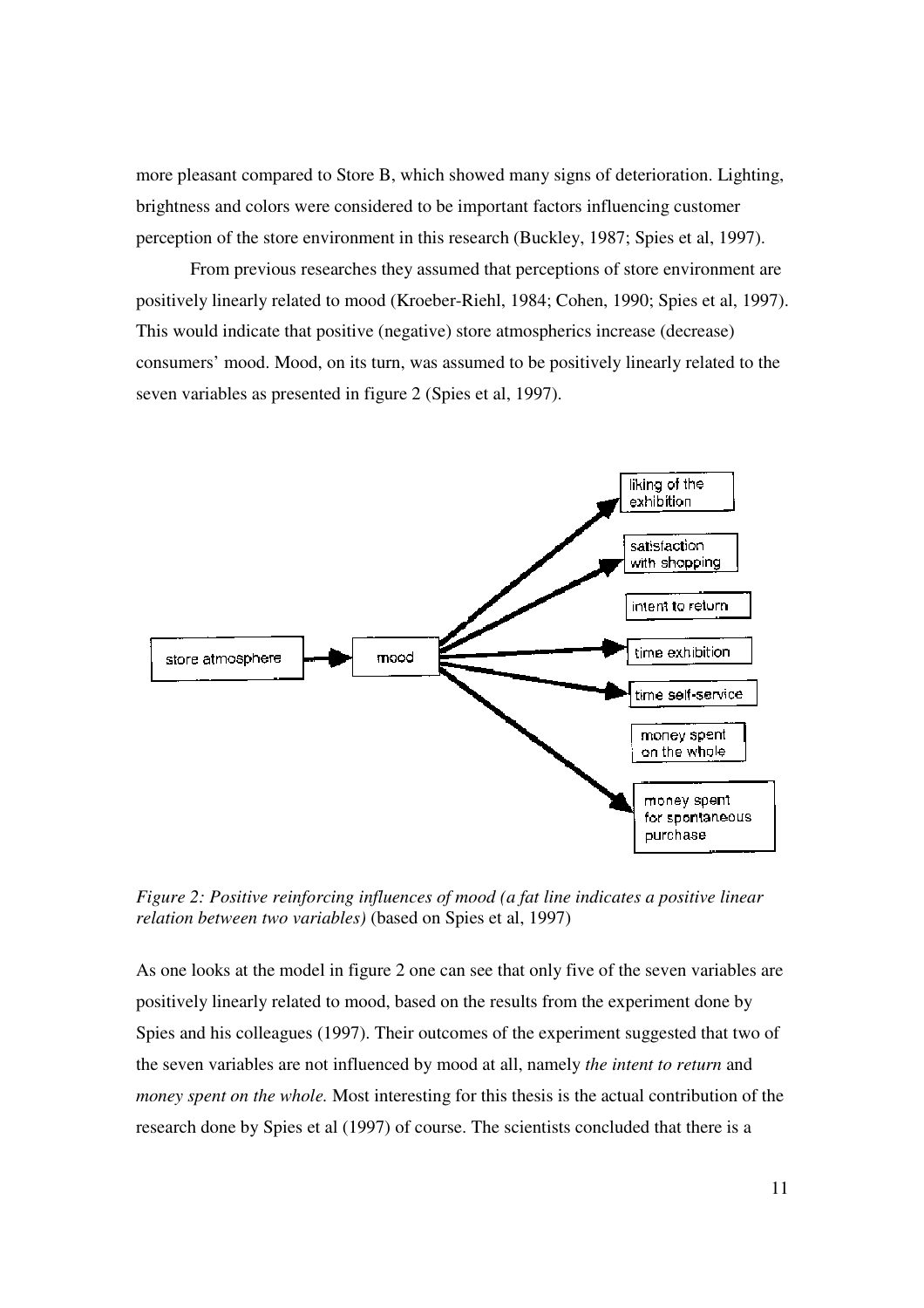more pleasant compared to Store B, which showed many signs of deterioration. Lighting, brightness and colors were considered to be important factors influencing customer perception of the store environment in this research (Buckley, 1987; Spies et al, 1997).

From previous researches they assumed that perceptions of store environment are positively linearly related to mood (Kroeber-Riehl, 1984; Cohen, 1990; Spies et al, 1997). This would indicate that positive (negative) store atmospherics increase (decrease) consumers' mood. Mood, on its turn, was assumed to be positively linearly related to the seven variables as presented in figure 2 (Spies et al, 1997).

*Figure 2: Positive reinforcing influences of mood (a fat line indicates a positive linear relation between two variables)* (based on Spies et al, 1997)

As one looks at the model in figure 2 one can see that only five of the seven variables are positively linearly related to mood, based on the results from the experiment done by Spies and his colleagues (1997). Their outcomes of the experiment suggested that two of the seven variables are not influenced by mood at all, namely *the intent to return* and *money spent on the whole.* Most interesting for this thesis is the actual contribution of the research done by Spies et al (1997) of course. The scientists concluded that there is a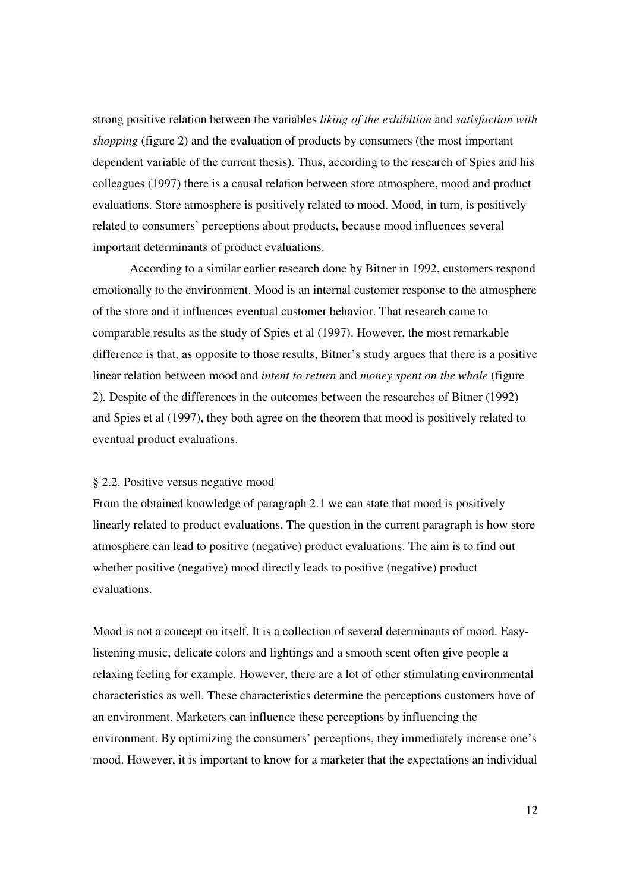strong positive relation between the variables *liking of the exhibition* and *satisfaction with shopping* (figure 2) and the evaluation of products by consumers (the most important dependent variable of the current thesis). Thus, according to the research of Spies and his colleagues (1997) there is a causal relation between store atmosphere, mood and product evaluations. Store atmosphere is positively related to mood. Mood, in turn, is positively related to consumers' perceptions about products, because mood influences several important determinants of product evaluations.

According to a similar earlier research done by Bitner in 1992, customers respond emotionally to the environment. Mood is an internal customer response to the atmosphere of the store and it influences eventual customer behavior. That research came to comparable results as the study of Spies et al (1997). However, the most remarkable difference is that, as opposite to those results, Bitner's study argues that there is a positive linear relation between mood and *intent to return* and *money spent on the whole* (figure 2). Despite of the differences in the outcomes between the researches of Bitner (1992) and Spies et al (1997), they both agree on the theorem that mood is positively related to eventual product evaluations.

## § 2.2. Positive versus negative mood

From the obtained knowledge of paragraph 2.1 we can state that mood is positively linearly related to product evaluations. The question in the current paragraph is how store atmosphere can lead to positive (negative) product evaluations. The aim is to find out whether positive (negative) mood directly leads to positive (negative) product evaluations.

Mood is not a concept on itself. It is a collection of several determinants of mood. Easy-listening music, delicate colors and lightings and a smooth scent often give people a relaxing feeling for example. However, there are a lot of other stimulating environmental characteristics as well. These characteristics determine the perceptions customers have of an environment. Marketers can influence these perceptions by influencing the environment. By optimizing the consumers' perceptions, they immediately increase one's mood. However, it is important to know for a marketer that the expectations an individual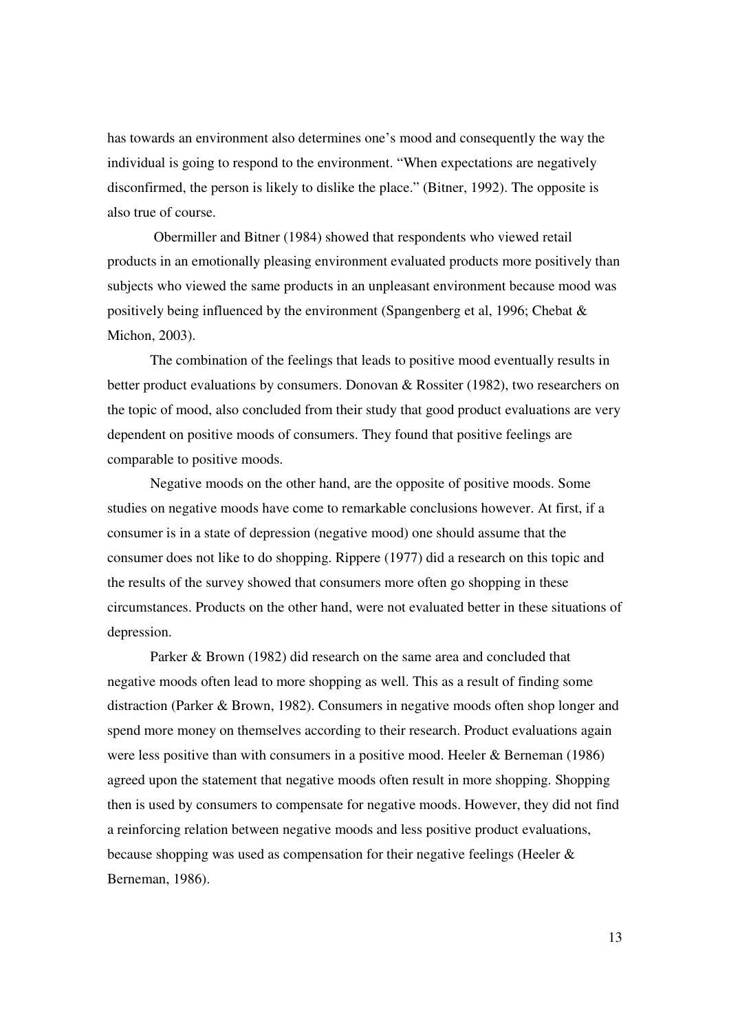has towards an environment also determines one's mood and consequently the way the individual is going to respond to the environment. "When expectations are negatively disconfirmed, the person is likely to dislike the place." (Bitner, 1992). The opposite is also true of course.

Obermiller and Bitner (1984) showed that respondents who viewed retail products in an emotionally pleasing environment evaluated products more positively than subjects who viewed the same products in an unpleasant environment because mood was positively being influenced by the environment (Spangenberg et al, 1996; Chebat & Michon, 2003).

The combination of the feelings that leads to positive mood eventually results in better product evaluations by consumers. Donovan & Rossiter (1982), two researchers on the topic of mood, also concluded from their study that good product evaluations are very dependent on positive moods of consumers. They found that positive feelings are comparable to positive moods.

Negative moods on the other hand, are the opposite of positive moods. Some studies on negative moods have come to remarkable conclusions however. At first, if a consumer is in a state of depression (negative mood) one should assume that the consumer does not like to do shopping. Rippere (1977) did a research on this topic and the results of the survey showed that consumers more often go shopping in these circumstances. Products on the other hand, were not evaluated better in these situations of depression.

Parker & Brown (1982) did research on the same area and concluded that negative moods often lead to more shopping as well. This as a result of finding some distraction (Parker & Brown, 1982). Consumers in negative moods often shop longer and spend more money on themselves according to their research. Product evaluations again were less positive than with consumers in a positive mood. Heeler & Berneman (1986) agreed upon the statement that negative moods often result in more shopping. Shopping then is used by consumers to compensate for negative moods. However, they did not find a reinforcing relation between negative moods and less positive product evaluations, because shopping was used as compensation for their negative feelings (Heeler & Berneman, 1986).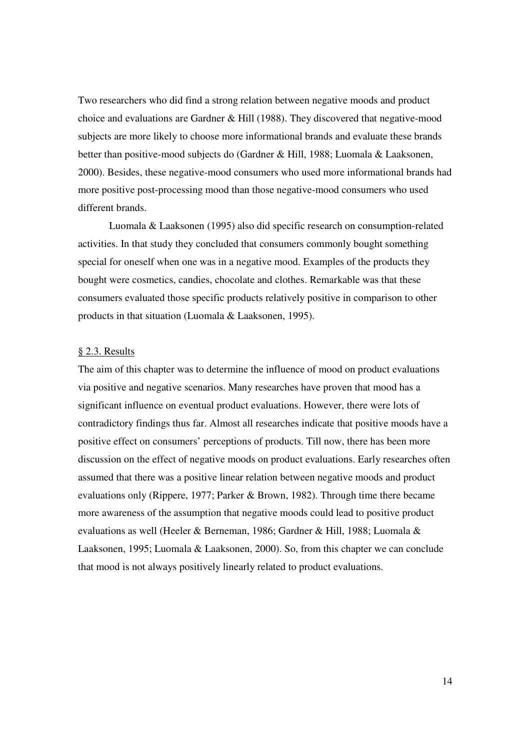Two researchers who did find a strong relation between negative moods and product choice and evaluations are Gardner & Hill (1988). They discovered that negative-mood subjects are more likely to choose more informational brands and evaluate these brands better than positive-mood subjects do (Gardner & Hill, 1988; Luomala & Laaksonen, 2000). Besides, these negative-mood consumers who used more informational brands had more positive post-processing mood than those negative-mood consumers who used different brands.

Luomala & Laaksonen (1995) also did specific research on consumption-related activities. In that study they concluded that consumers commonly bought something special for oneself when one was in a negative mood. Examples of the products they bought were cosmetics, candies, chocolate and clothes. Remarkable was that these consumers evaluated those specific products relatively positive in comparison to other products in that situation (Luomala & Laaksonen, 1995).

### § 2.3. Results

The aim of this chapter was to determine the influence of mood on product evaluations via positive and negative scenarios. Many researches have proven that mood has a significant influence on eventual product evaluations. However, there were lots of contradictory findings thus far. Almost all researches indicate that positive moods have a positive effect on consumers' perceptions of products. Till now, there has been more discussion on the effect of negative moods on product evaluations. Early researches often assumed that there was a positive linear relation between negative moods and product evaluations only (Rippere, 1977; Parker & Brown, 1982). Through time there became more awareness of the assumption that negative moods could lead to positive product evaluations as well (Heeler & Berneman, 1986; Gardner & Hill, 1988; Luomala & Laaksonen, 1995; Luomala & Laaksonen, 2000). So, from this chapter we can conclude that mood is not always positively linearly related to product evaluations.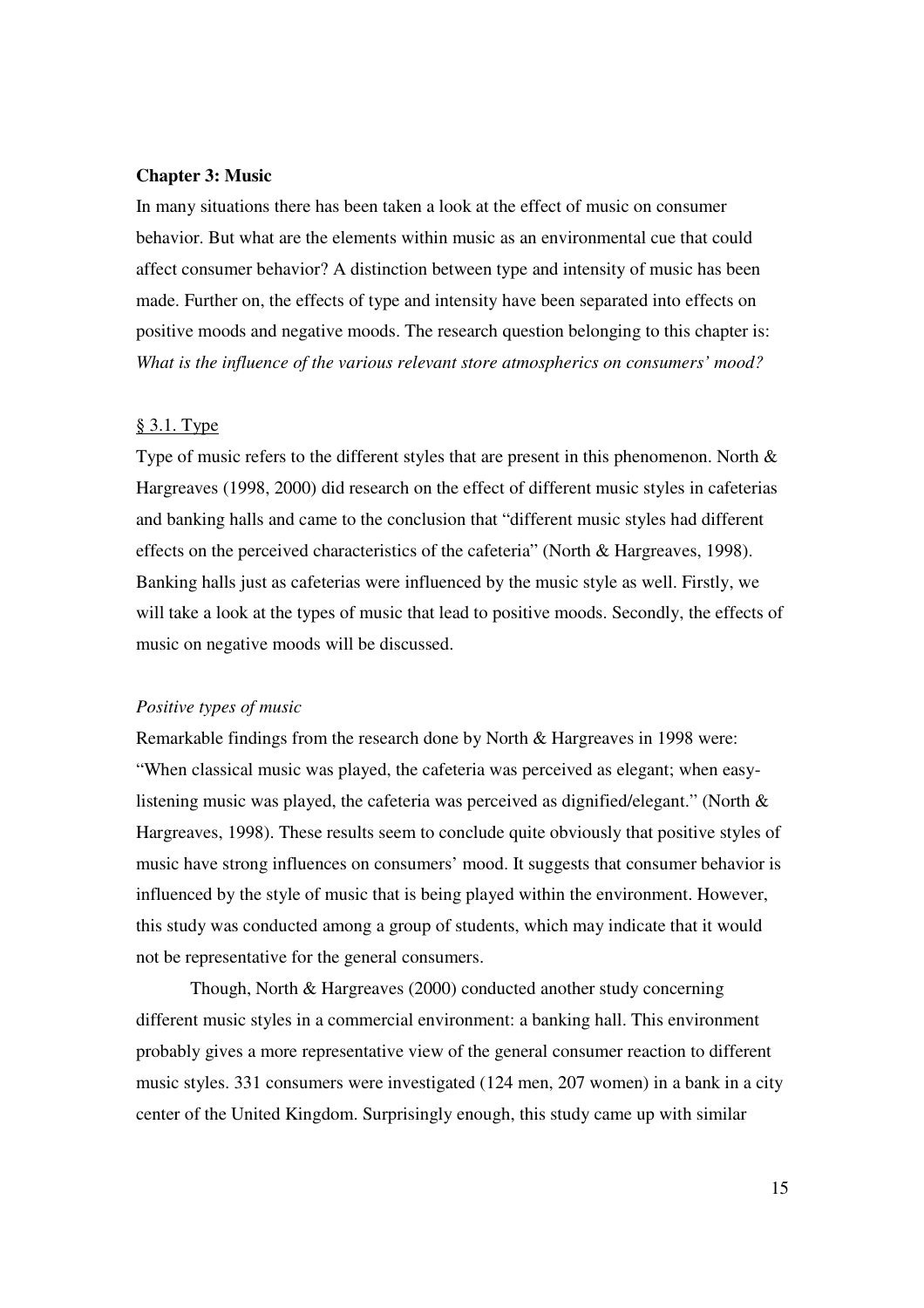## Chapter 3: Music

In many situations there has been taken a look at the effect of music on consumer behavior. But what are the elements within music as an environmental cue that could affect consumer behavior? A distinction between type and intensity of music has been made. Further on, the effects of type and intensity have been separated into effects on positive moods and negative moods. The research question belonging to this chapter is: *What is the influence of the various relevant store atmospherics on consumers' mood?*

### § 3.1. Type

Type of music refers to the different styles that are present in this phenomenon. North & Hargreaves (1998, 2000) did research on the effect of different music styles in cafeterias and banking halls and came to the conclusion that "different music styles had different effects on the perceived characteristics of the cafeteria" (North & Hargreaves, 1998). Banking halls just as cafeterias were influenced by the music style as well. Firstly, we will take a look at the types of music that lead to positive moods. Secondly, the effects of music on negative moods will be discussed.

#### *Positive types of music*

Remarkable findings from the research done by North & Hargreaves in 1998 were: "When classical music was played, the cafeteria was perceived as elegant; when easy-listening music was played, the cafeteria was perceived as dignified/elegant." (North & Hargreaves, 1998). These results seem to conclude quite obviously that positive styles of music have strong influences on consumers' mood. It suggests that consumer behavior is influenced by the style of music that is being played within the environment. However, this study was conducted among a group of students, which may indicate that it would not be representative for the general consumers.

Though, North & Hargreaves (2000) conducted another study concerning different music styles in a commercial environment: a banking hall. This environment probably gives a more representative view of the general consumer reaction to different music styles. 331 consumers were investigated (124 men, 207 women) in a bank in a city center of the United Kingdom. Surprisingly enough, this study came up with similar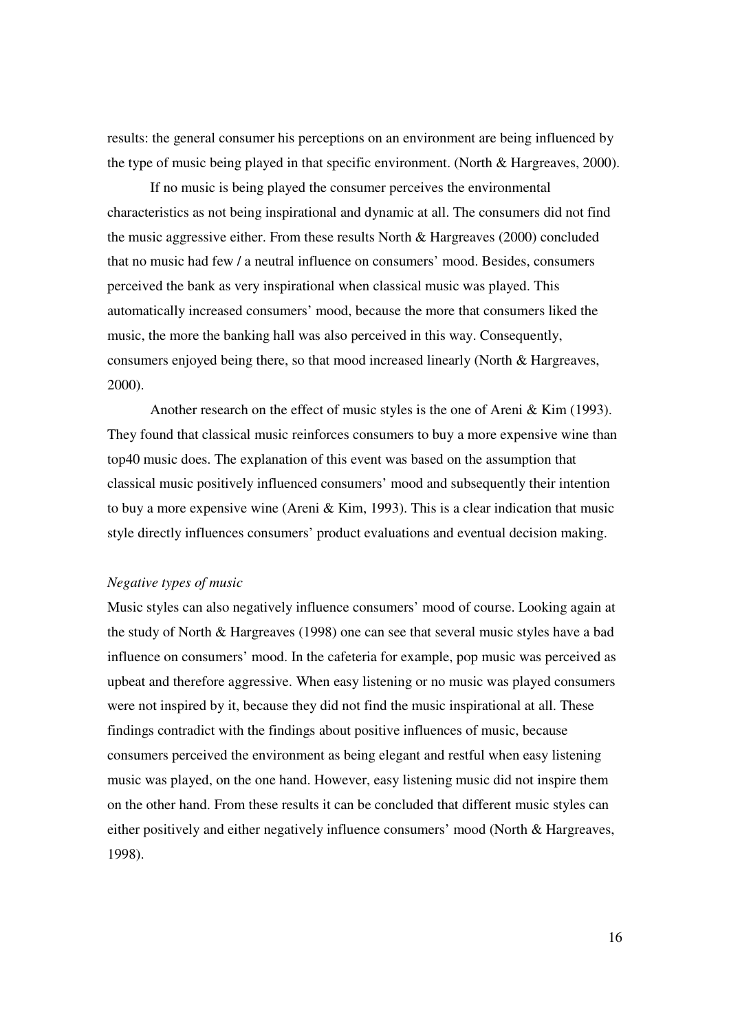results: the general consumer his perceptions on an environment are being influenced by the type of music being played in that specific environment. (North & Hargreaves, 2000).

If no music is being played the consumer perceives the environmental characteristics as not being inspirational and dynamic at all. The consumers did not find the music aggressive either. From these results North & Hargreaves (2000) concluded that no music had few / a neutral influence on consumers' mood. Besides, consumers perceived the bank as very inspirational when classical music was played. This automatically increased consumers' mood, because the more that consumers liked the music, the more the banking hall was also perceived in this way. Consequently, consumers enjoyed being there, so that mood increased linearly (North & Hargreaves, 2000).

Another research on the effect of music styles is the one of Areni & Kim (1993). They found that classical music reinforces consumers to buy a more expensive wine than top40 music does. The explanation of this event was based on the assumption that classical music positively influenced consumers' mood and subsequently their intention to buy a more expensive wine (Areni & Kim, 1993). This is a clear indication that music style directly influences consumers' product evaluations and eventual decision making.

*Negative types of music*

Music styles can also negatively influence consumers' mood of course. Looking again at the study of North & Hargreaves (1998) one can see that several music styles have a bad influence on consumers' mood. In the cafeteria for example, pop music was perceived as upbeat and therefore aggressive. When easy listening or no music was played consumers were not inspired by it, because they did not find the music inspirational at all. These findings contradict with the findings about positive influences of music, because consumers perceived the environment as being elegant and restful when easy listening music was played, on the one hand. However, easy listening music did not inspire them on the other hand. From these results it can be concluded that different music styles can either positively and either negatively influence consumers' mood (North & Hargreaves, 1998).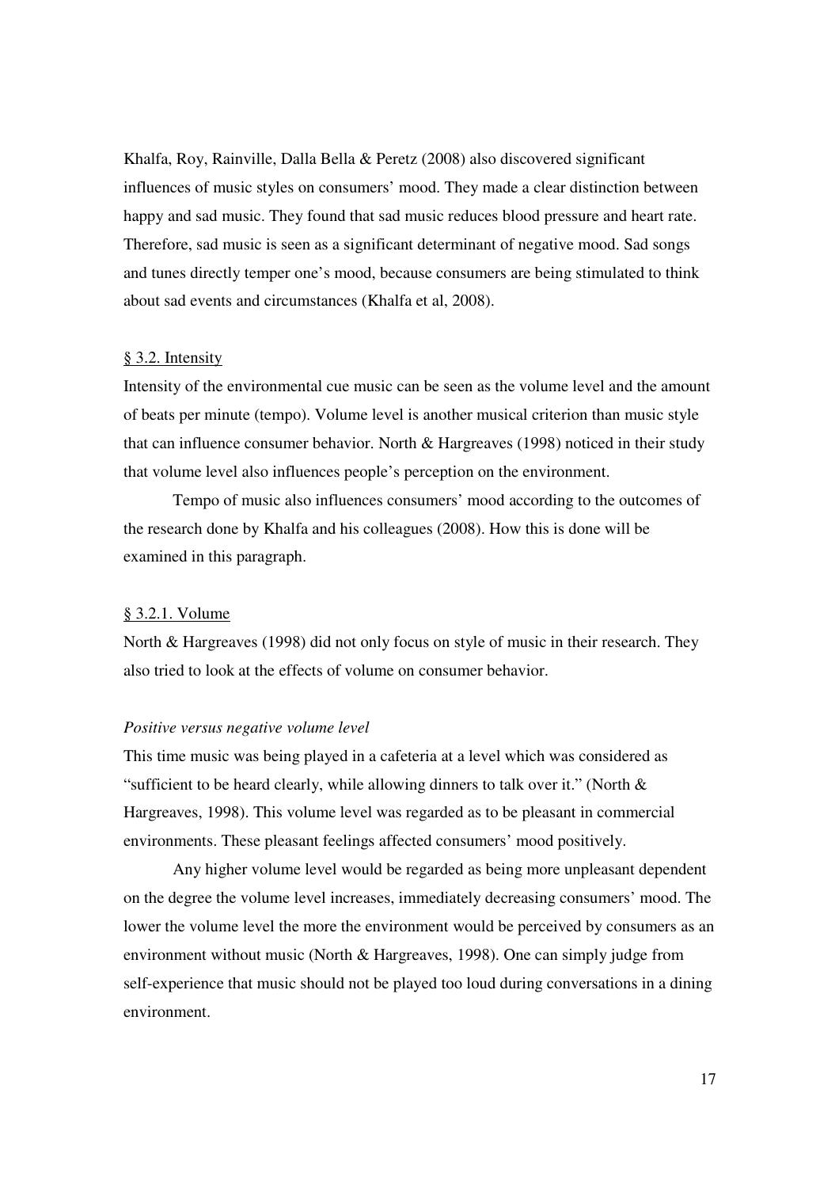Khalfa, Roy, Rainville, Dalla Bella & Peretz (2008) also discovered significant influences of music styles on consumers' mood. They made a clear distinction between happy and sad music. They found that sad music reduces blood pressure and heart rate. Therefore, sad music is seen as a significant determinant of negative mood. Sad songs and tunes directly temper one's mood, because consumers are being stimulated to think about sad events and circumstances (Khalfa et al, 2008).

### § 3.2. Intensity

Intensity of the environmental cue music can be seen as the volume level and the amount of beats per minute (tempo). Volume level is another musical criterion than music style that can influence consumer behavior. North & Hargreaves (1998) noticed in their study that volume level also influences people's perception on the environment.

Tempo of music also influences consumers' mood according to the outcomes of the research done by Khalfa and his colleagues (2008). How this is done will be examined in this paragraph.

#### § 3.2.1. Volume

North & Hargreaves (1998) did not only focus on style of music in their research. They also tried to look at the effects of volume on consumer behavior.

*Positive versus negative volume level*

This time music was being played in a cafeteria at a level which was considered as "sufficient to be heard clearly, while allowing dinners to talk over it." (North & Hargreaves, 1998). This volume level was regarded as to be pleasant in commercial environments. These pleasant feelings affected consumers' mood positively.

Any higher volume level would be regarded as being more unpleasant dependent on the degree the volume level increases, immediately decreasing consumers' mood. The lower the volume level the more the environment would be perceived by consumers as an environment without music (North & Hargreaves, 1998). One can simply judge from self-experience that music should not be played too loud during conversations in a dining environment.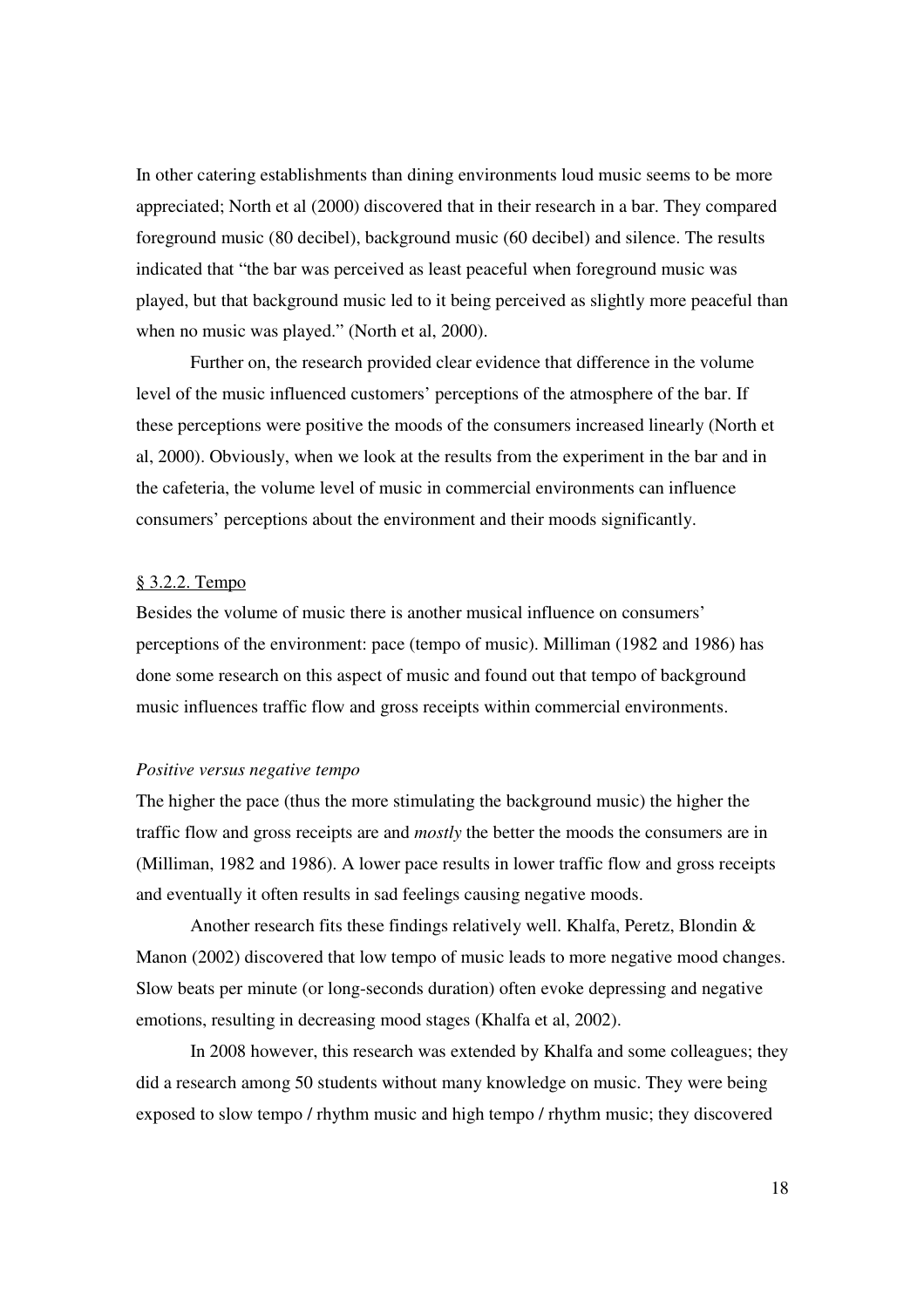In other catering establishments than dining environments loud music seems to be more appreciated; North et al (2000) discovered that in their research in a bar. They compared foreground music (80 decibel), background music (60 decibel) and silence. The results indicated that "the bar was perceived as least peaceful when foreground music was played, but that background music led to it being perceived as slightly more peaceful than when no music was played." (North et al, 2000).

Further on, the research provided clear evidence that difference in the volume level of the music influenced customers' perceptions of the atmosphere of the bar. If these perceptions were positive the moods of the consumers increased linearly (North et al, 2000). Obviously, when we look at the results from the experiment in the bar and in the cafeteria, the volume level of music in commercial environments can influence consumers' perceptions about the environment and their moods significantly.

### § 3.2.2. Tempo

Besides the volume of music there is another musical influence on consumers' perceptions of the environment: pace (tempo of music). Milliman (1982 and 1986) has done some research on this aspect of music and found out that tempo of background music influences traffic flow and gross receipts within commercial environments.

*Positive versus negative tempo*

The higher the pace (thus the more stimulating the background music) the higher the traffic flow and gross receipts are and *mostly* the better the moods the consumers are in (Milliman, 1982 and 1986). A lower pace results in lower traffic flow and gross receipts and eventually it often results in sad feelings causing negative moods.

Another research fits these findings relatively well. Khalfa, Peretz, Blondin & Manon (2002) discovered that low tempo of music leads to more negative mood changes. Slow beats per minute (or long-seconds duration) often evoke depressing and negative emotions, resulting in decreasing mood stages (Khalfa et al, 2002).

In 2008 however, this research was extended by Khalfa and some colleagues; they did a research among 50 students without many knowledge on music. They were being exposed to slow tempo / rhythm music and high tempo / rhythm music; they discovered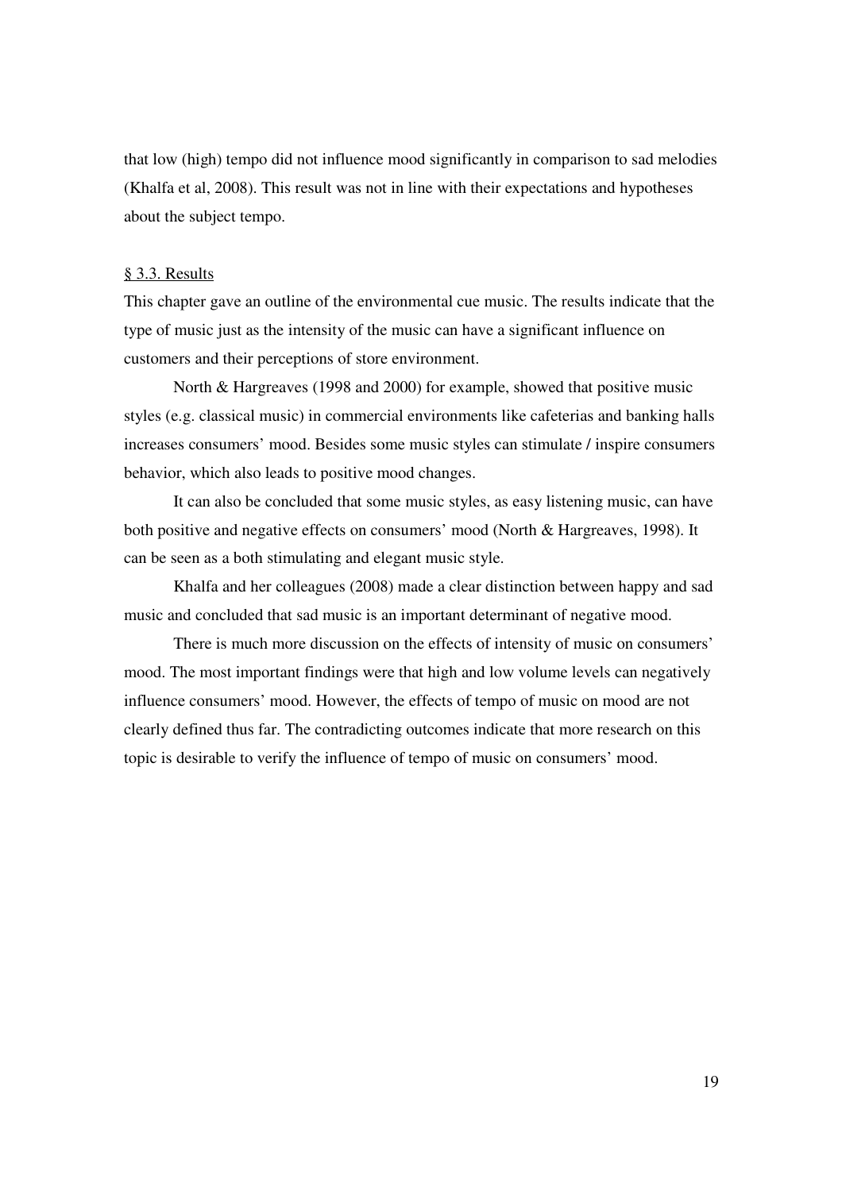that low (high) tempo did not influence mood significantly in comparison to sad melodies (Khalfa et al, 2008). This result was not in line with their expectations and hypotheses about the subject tempo.

## § 3.3. Results

This chapter gave an outline of the environmental cue music. The results indicate that the type of music just as the intensity of the music can have a significant influence on customers and their perceptions of store environment.

North & Hargreaves (1998 and 2000) for example, showed that positive music styles (e.g. classical music) in commercial environments like cafeterias and banking halls increases consumers' mood. Besides some music styles can stimulate / inspire consumers behavior, which also leads to positive mood changes.

It can also be concluded that some music styles, as easy listening music, can have both positive and negative effects on consumers' mood (North & Hargreaves, 1998). It can be seen as a both stimulating and elegant music style.

Khalfa and her colleagues (2008) made a clear distinction between happy and sad music and concluded that sad music is an important determinant of negative mood.

There is much more discussion on the effects of intensity of music on consumers' mood. The most important findings were that high and low volume levels can negatively influence consumers' mood. However, the effects of tempo of music on mood are not clearly defined thus far. The contradicting outcomes indicate that more research on this topic is desirable to verify the influence of tempo of music on consumers' mood.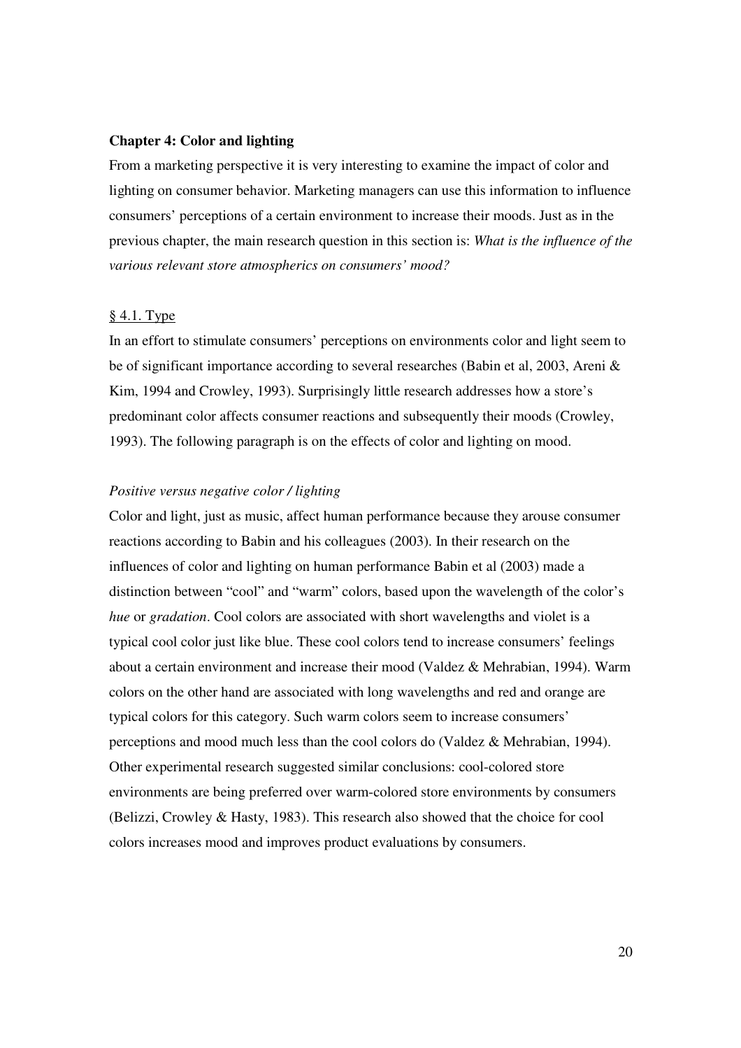**Chapter 4: Color and lighting**

From a marketing perspective it is very interesting to examine the impact of color and lighting on consumer behavior. Marketing managers can use this information to influence consumers' perceptions of a certain environment to increase their moods. Just as in the previous chapter, the main research question in this section is: *What is the influence of the various relevant store atmospherics on consumers' mood?*

§ 4.1. Type

In an effort to stimulate consumers' perceptions on environments color and light seem to be of significant importance according to several researches (Babin et al, 2003, Areni & Kim, 1994 and Crowley, 1993). Surprisingly little research addresses how a store's predominant color affects consumer reactions and subsequently their moods (Crowley, 1993). The following paragraph is on the effects of color and lighting on mood.

*Positive versus negative color / lighting*

Color and light, just as music, affect human performance because they arouse consumer reactions according to Babin and his colleagues (2003). In their research on the influences of color and lighting on human performance Babin et al (2003) made a distinction between "cool" and "warm" colors, based upon the wavelength of the color's *hue* or *gradation*. Cool colors are associated with short wavelengths and violet is a typical cool color just like blue. These cool colors tend to increase consumers' feelings about a certain environment and increase their mood (Valdez & Mehrabian, 1994). Warm colors on the other hand are associated with long wavelengths and red and orange are typical colors for this category. Such warm colors seem to increase consumers' perceptions and mood much less than the cool colors do (Valdez & Mehrabian, 1994). Other experimental research suggested similar conclusions: cool-colored store environments are being preferred over warm-colored store environments by consumers (Belizzi, Crowley & Hasty, 1983). This research also showed that the choice for cool colors increases mood and improves product evaluations by consumers.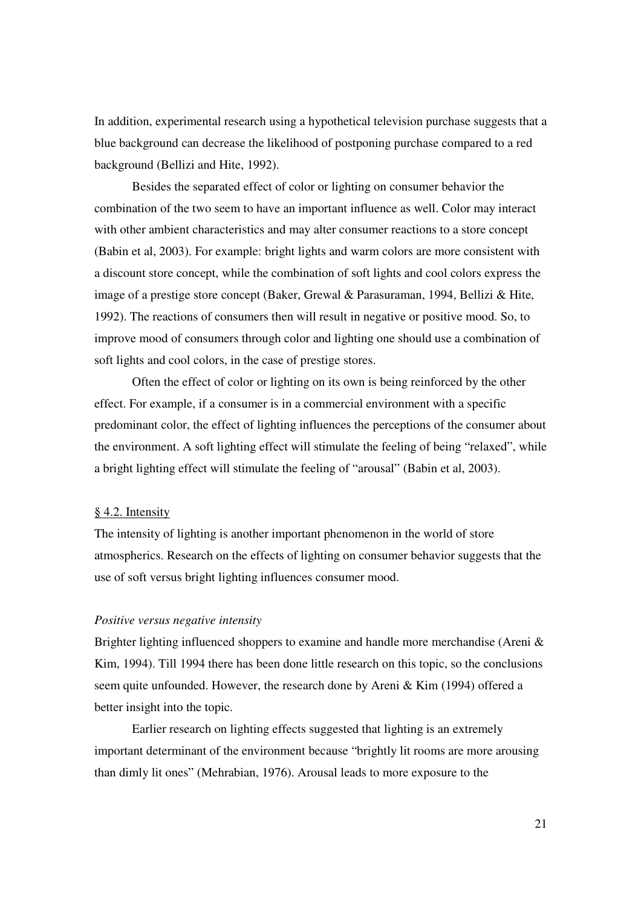In addition, experimental research using a hypothetical television purchase suggests that a blue background can decrease the likelihood of postponing purchase compared to a red background (Bellizi and Hite, 1992).

Besides the separated effect of color or lighting on consumer behavior the combination of the two seem to have an important influence as well. Color may interact with other ambient characteristics and may alter consumer reactions to a store concept (Babin et al, 2003). For example: bright lights and warm colors are more consistent with a discount store concept, while the combination of soft lights and cool colors express the image of a prestige store concept (Baker, Grewal & Parasuraman, 1994, Bellizi & Hite, 1992). The reactions of consumers then will result in negative or positive mood. So, to improve mood of consumers through color and lighting one should use a combination of soft lights and cool colors, in the case of prestige stores.

Often the effect of color or lighting on its own is being reinforced by the other effect. For example, if a consumer is in a commercial environment with a specific predominant color, the effect of lighting influences the perceptions of the consumer about the environment. A soft lighting effect will stimulate the feeling of being "relaxed", while a bright lighting effect will stimulate the feeling of "arousal" (Babin et al, 2003).

## § 4.2. Intensity

The intensity of lighting is another important phenomenon in the world of store atmospherics. Research on the effects of lighting on consumer behavior suggests that the use of soft versus bright lighting influences consumer mood.

*Positive versus negative intensity*

Brighter lighting influenced shoppers to examine and handle more merchandise (Areni & Kim, 1994). Till 1994 there has been done little research on this topic, so the conclusions seem quite unfounded. However, the research done by Areni & Kim (1994) offered a better insight into the topic.

Earlier research on lighting effects suggested that lighting is an extremely important determinant of the environment because "brightly lit rooms are more arousing than dimly lit ones" (Mehrabian, 1976). Arousal leads to more exposure to the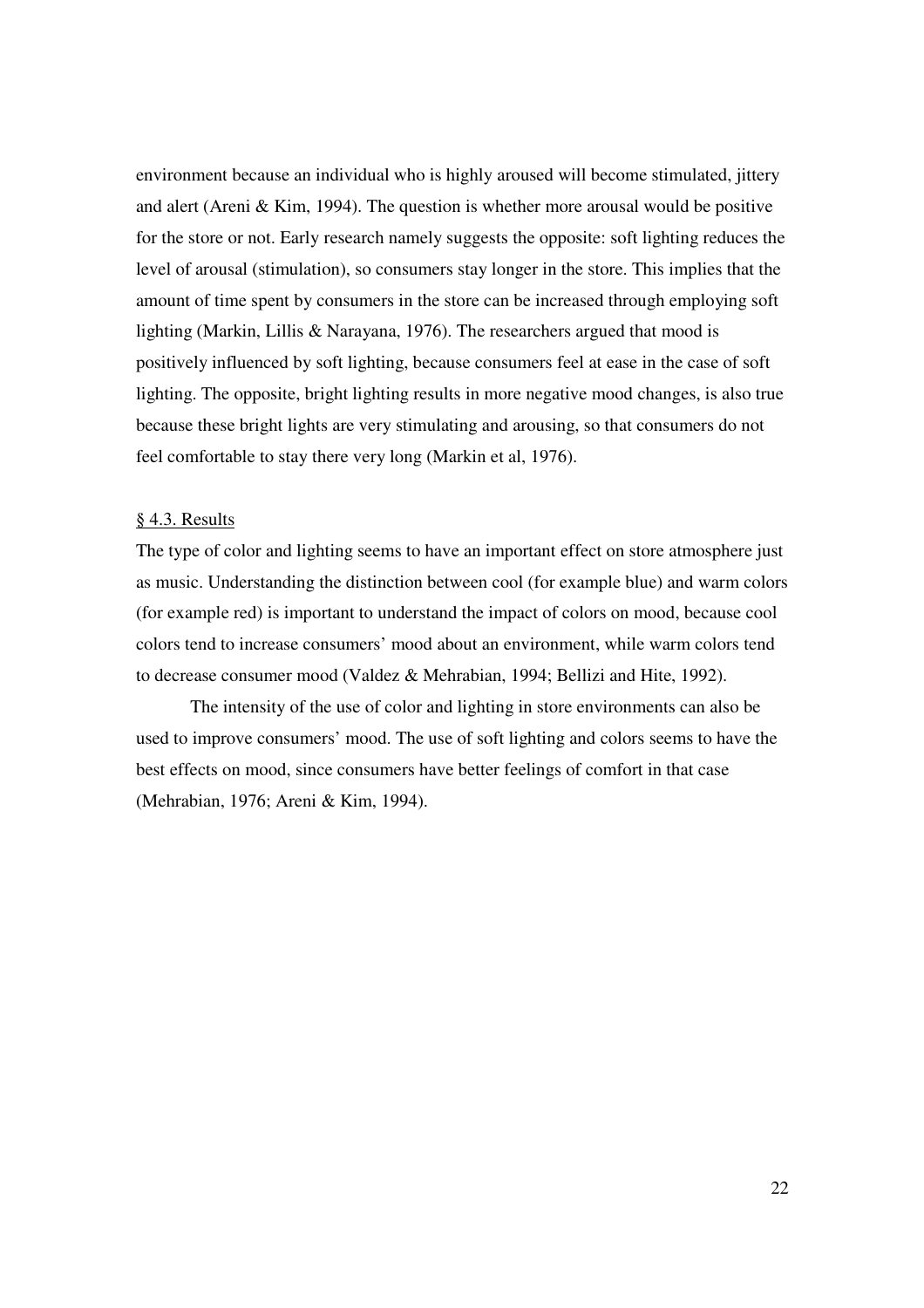environment because an individual who is highly aroused will become stimulated, jittery and alert (Areni & Kim, 1994). The question is whether more arousal would be positive for the store or not. Early research namely suggests the opposite: soft lighting reduces the level of arousal (stimulation), so consumers stay longer in the store. This implies that the amount of time spent by consumers in the store can be increased through employing soft lighting (Markin, Lillis & Narayana, 1976). The researchers argued that mood is positively influenced by soft lighting, because consumers feel at ease in the case of soft lighting. The opposite, bright lighting results in more negative mood changes, is also true because these bright lights are very stimulating and arousing, so that consumers do not feel comfortable to stay there very long (Markin et al, 1976).

### § 4.3. Results

The type of color and lighting seems to have an important effect on store atmosphere just as music. Understanding the distinction between cool (for example blue) and warm colors (for example red) is important to understand the impact of colors on mood, because cool colors tend to increase consumers' mood about an environment, while warm colors tend to decrease consumer mood (Valdez & Mehrabian, 1994; Bellizi and Hite, 1992).

The intensity of the use of color and lighting in store environments can also be used to improve consumers' mood. The use of soft lighting and colors seems to have the best effects on mood, since consumers have better feelings of comfort in that case (Mehrabian, 1976; Areni & Kim, 1994).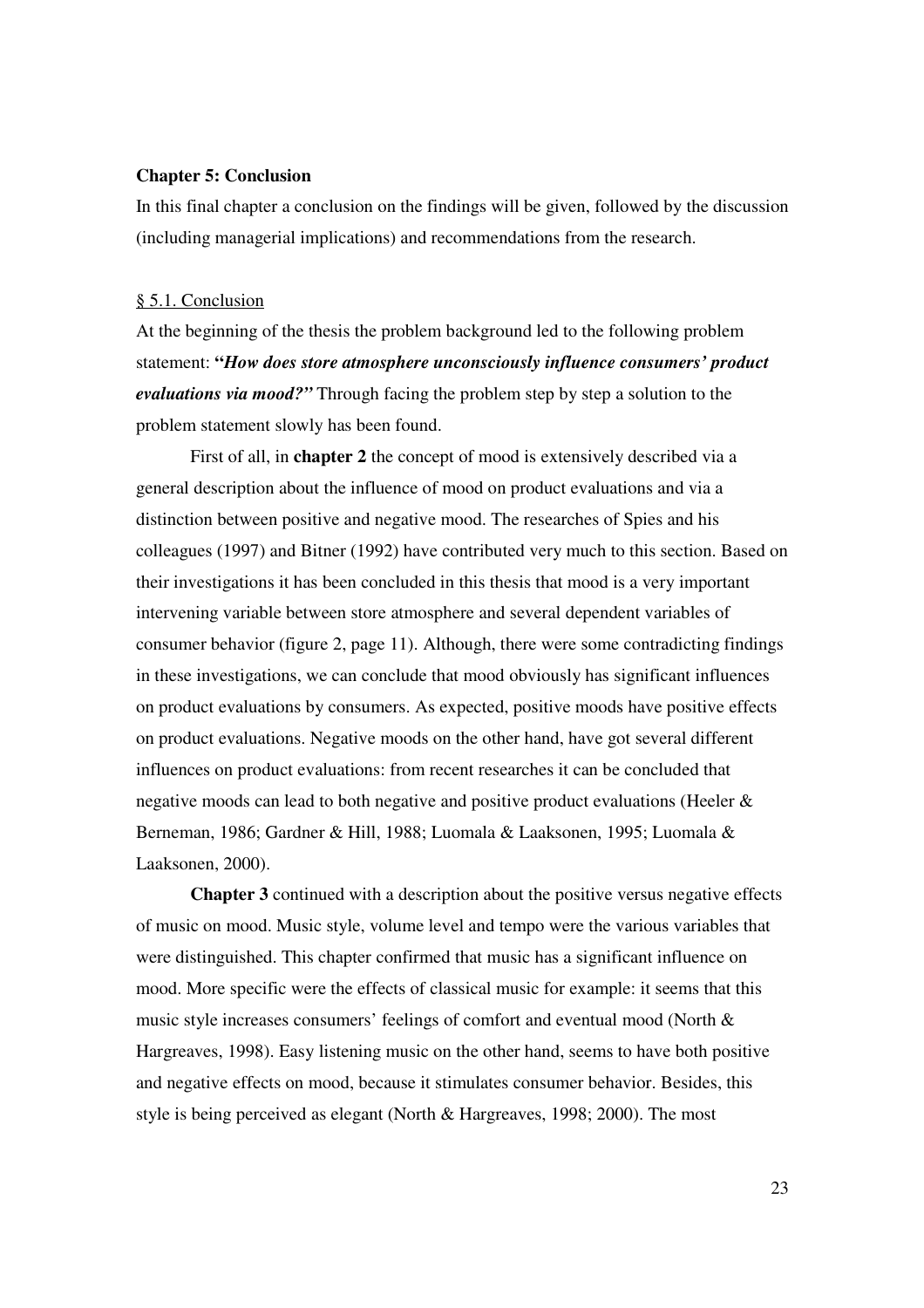## Chapter 5: Conclusion

In this final chapter a conclusion on the findings will be given, followed by the discussion (including managerial implications) and recommendations from the research.

### § 5.1. Conclusion

At the beginning of the thesis the problem background led to the following problem statement: **"*How does store atmosphere unconsciously influence consumers' product evaluations via mood?"*** Through facing the problem step by step a solution to the problem statement slowly has been found.

First of all, in **chapter 2** the concept of mood is extensively described via a general description about the influence of mood on product evaluations and via a distinction between positive and negative mood. The researches of Spies and his colleagues (1997) and Bitner (1992) have contributed very much to this section. Based on their investigations it has been concluded in this thesis that mood is a very important intervening variable between store atmosphere and several dependent variables of consumer behavior (figure 2, page 11). Although, there were some contradicting findings in these investigations, we can conclude that mood obviously has significant influences on product evaluations by consumers. As expected, positive moods have positive effects on product evaluations. Negative moods on the other hand, have got several different influences on product evaluations: from recent researches it can be concluded that negative moods can lead to both negative and positive product evaluations (Heeler & Berneman, 1986; Gardner & Hill, 1988; Luomala & Laaksonen, 1995; Luomala & Laaksonen, 2000).

**Chapter 3** continued with a description about the positive versus negative effects of music on mood. Music style, volume level and tempo were the various variables that were distinguished. This chapter confirmed that music has a significant influence on mood. More specific were the effects of classical music for example: it seems that this music style increases consumers' feelings of comfort and eventual mood (North & Hargreaves, 1998). Easy listening music on the other hand, seems to have both positive and negative effects on mood, because it stimulates consumer behavior. Besides, this style is being perceived as elegant (North & Hargreaves, 1998; 2000). The most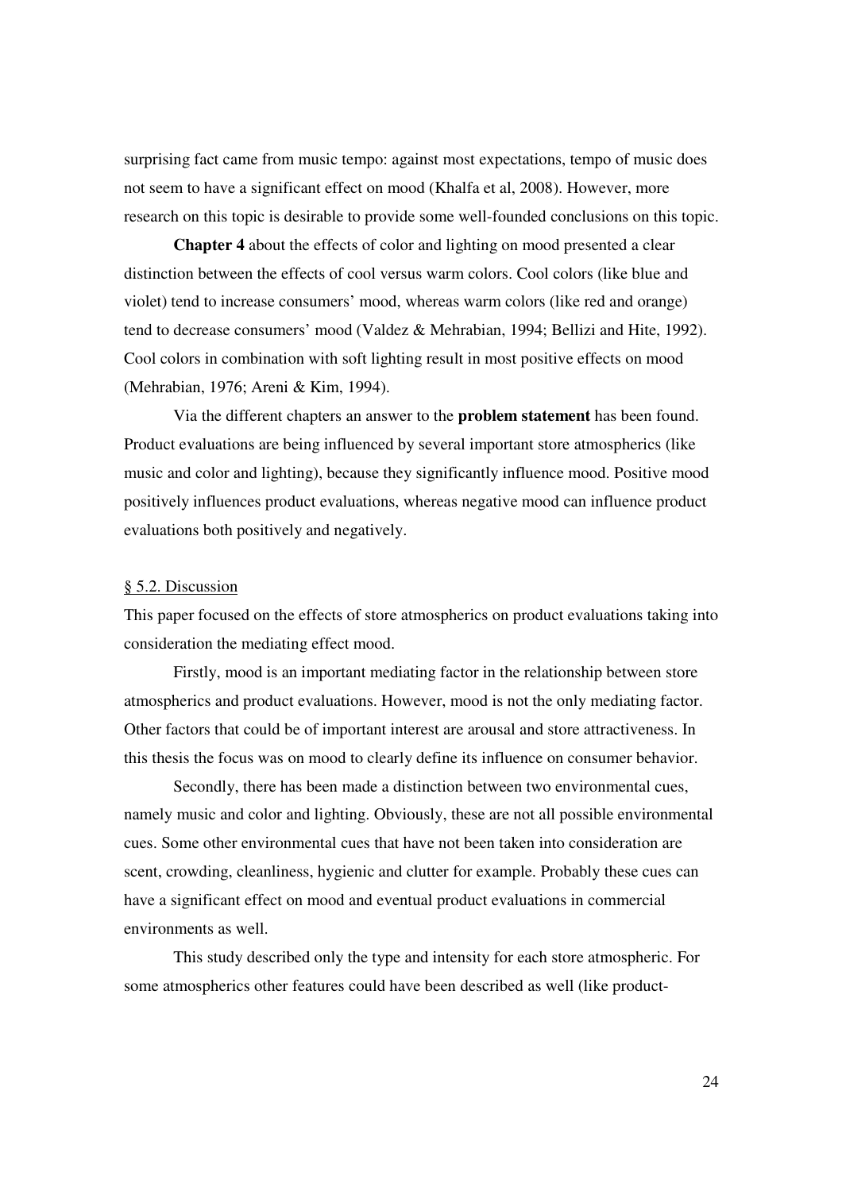surprising fact came from music tempo: against most expectations, tempo of music does not seem to have a significant effect on mood (Khalfa et al, 2008). However, more research on this topic is desirable to provide some well-founded conclusions on this topic.

**Chapter 4** about the effects of color and lighting on mood presented a clear distinction between the effects of cool versus warm colors. Cool colors (like blue and violet) tend to increase consumers' mood, whereas warm colors (like red and orange) tend to decrease consumers' mood (Valdez & Mehrabian, 1994; Bellizi and Hite, 1992). Cool colors in combination with soft lighting result in most positive effects on mood (Mehrabian, 1976; Areni & Kim, 1994).

Via the different chapters an answer to the **problem statement** has been found. Product evaluations are being influenced by several important store atmospherics (like music and color and lighting), because they significantly influence mood. Positive mood positively influences product evaluations, whereas negative mood can influence product evaluations both positively and negatively.

## § 5.2. Discussion

This paper focused on the effects of store atmospherics on product evaluations taking into consideration the mediating effect mood.

Firstly, mood is an important mediating factor in the relationship between store atmospherics and product evaluations. However, mood is not the only mediating factor. Other factors that could be of important interest are arousal and store attractiveness. In this thesis the focus was on mood to clearly define its influence on consumer behavior.

Secondly, there has been made a distinction between two environmental cues, namely music and color and lighting. Obviously, these are not all possible environmental cues. Some other environmental cues that have not been taken into consideration are scent, crowding, cleanliness, hygienic and clutter for example. Probably these cues can have a significant effect on mood and eventual product evaluations in commercial environments as well.

This study described only the type and intensity for each store atmospheric. For some atmospherics other features could have been described as well (like product-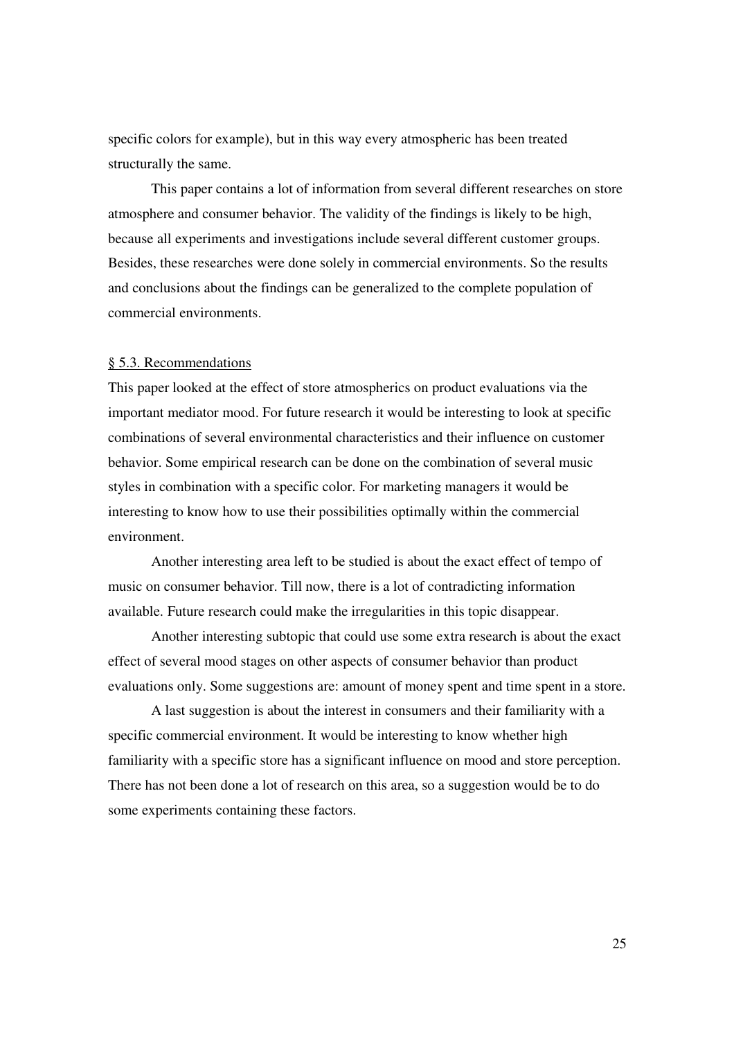specific colors for example), but in this way every atmospheric has been treated structurally the same.

This paper contains a lot of information from several different researches on store atmosphere and consumer behavior. The validity of the findings is likely to be high, because all experiments and investigations include several different customer groups. Besides, these researches were done solely in commercial environments. So the results and conclusions about the findings can be generalized to the complete population of commercial environments.

### § 5.3. Recommendations

This paper looked at the effect of store atmospherics on product evaluations via the important mediator mood. For future research it would be interesting to look at specific combinations of several environmental characteristics and their influence on customer behavior. Some empirical research can be done on the combination of several music styles in combination with a specific color. For marketing managers it would be interesting to know how to use their possibilities optimally within the commercial environment.

Another interesting area left to be studied is about the exact effect of tempo of music on consumer behavior. Till now, there is a lot of contradicting information available. Future research could make the irregularities in this topic disappear.

Another interesting subtopic that could use some extra research is about the exact effect of several mood stages on other aspects of consumer behavior than product evaluations only. Some suggestions are: amount of money spent and time spent in a store.

A last suggestion is about the interest in consumers and their familiarity with a specific commercial environment. It would be interesting to know whether high familiarity with a specific store has a significant influence on mood and store perception. There has not been done a lot of research on this area, so a suggestion would be to do some experiments containing these factors.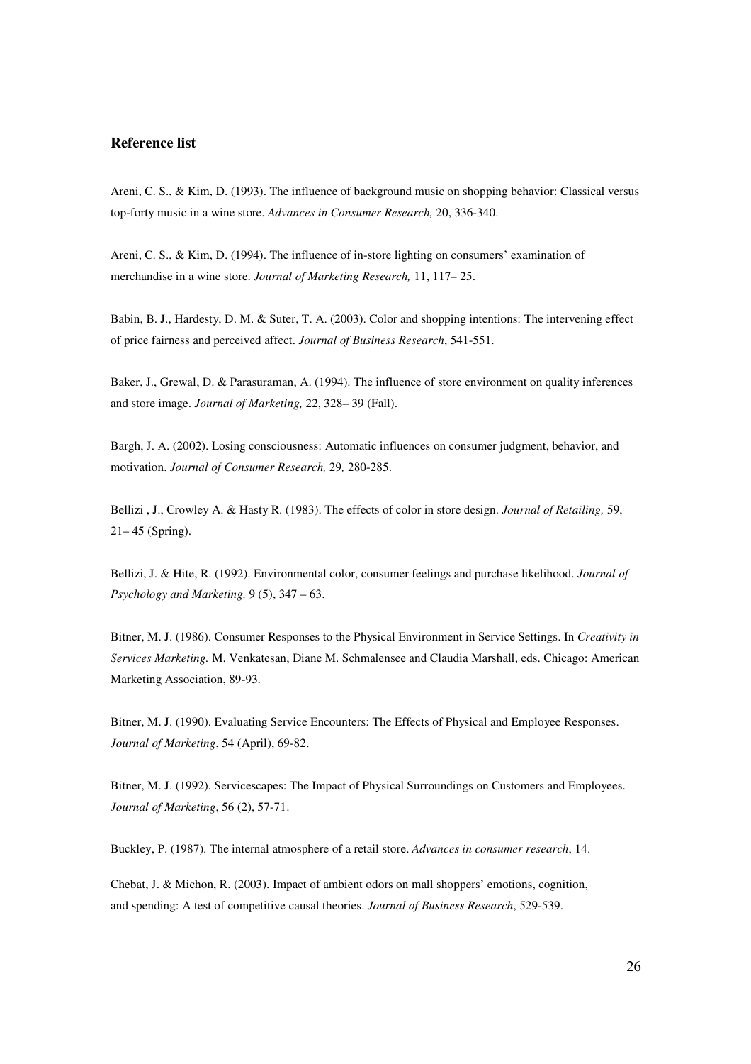## Reference list

Areni, C. S., & Kim, D. (1993). The influence of background music on shopping behavior: Classical versus top-forty music in a wine store. *Advances in Consumer Research,* 20, 336-340.

Areni, C. S., & Kim, D. (1994). The influence of in-store lighting on consumers' examination of merchandise in a wine store. *Journal of Marketing Research,* 11, 117– 25.

Babin, B. J., Hardesty, D. M. & Suter, T. A. (2003). Color and shopping intentions: The intervening effect of price fairness and perceived affect. *Journal of Business Research*, 541-551.

Baker, J., Grewal, D. & Parasuraman, A. (1994). The influence of store environment on quality inferences and store image. *Journal of Marketing,* 22, 328– 39 (Fall).

Bargh, J. A. (2002). Losing consciousness: Automatic influences on consumer judgment, behavior, and motivation. *Journal of Consumer Research,* 29*,* 280-285.

Bellizi , J., Crowley A. & Hasty R. (1983). The effects of color in store design. *Journal of Retailing,* 59, 21– 45 (Spring).

Bellizi, J. & Hite, R. (1992). Environmental color, consumer feelings and purchase likelihood. *Journal of Psychology and Marketing,* 9 (5), 347 – 63.

Bitner, M. J. (1986). Consumer Responses to the Physical Environment in Service Settings. In *Creativity in Services Marketing.* M. Venkatesan, Diane M. Schmalensee and Claudia Marshall, eds. Chicago: American Marketing Association, 89-93.

Bitner, M. J. (1990). Evaluating Service Encounters: The Effects of Physical and Employee Responses. *Journal of Marketing*, 54 (April), 69-82.

Bitner, M. J. (1992). Servicescapes: The Impact of Physical Surroundings on Customers and Employees. *Journal of Marketing*, 56 (2), 57-71.

Buckley, P. (1987). The internal atmosphere of a retail store. *Advances in consumer research*, 14.

Chebat, J. & Michon, R. (2003). Impact of ambient odors on mall shoppers' emotions, cognition, and spending: A test of competitive causal theories. *Journal of Business Research*, 529-539.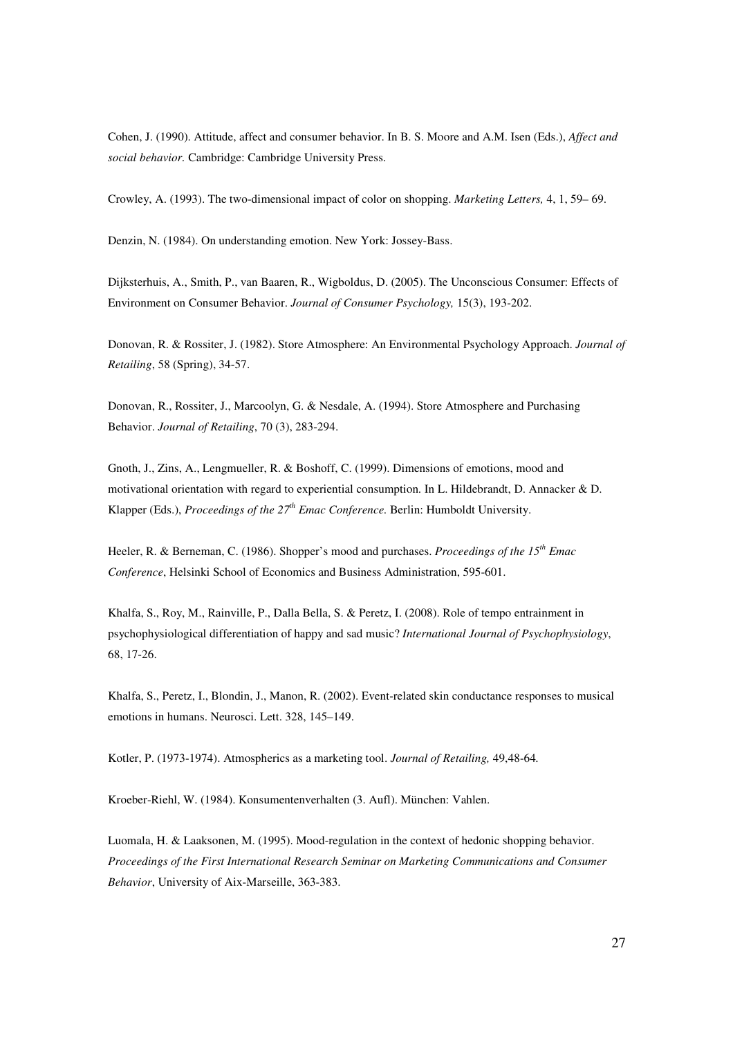Cohen, J. (1990). Attitude, affect and consumer behavior. In B. S. Moore and A.M. Isen (Eds.), *Affect and social behavior.* Cambridge: Cambridge University Press.

Crowley, A. (1993). The two-dimensional impact of color on shopping. *Marketing Letters,* 4, 1, 59– 69.

Denzin, N. (1984). On understanding emotion. New York: Jossey-Bass.

Dijksterhuis, A., Smith, P., van Baaren, R., Wigboldus, D. (2005). The Unconscious Consumer: Effects of Environment on Consumer Behavior. *Journal of Consumer Psychology,* 15(3), 193-202.

Donovan, R. & Rossiter, J. (1982). Store Atmosphere: An Environmental Psychology Approach. *Journal of Retailing*, 58 (Spring), 34-57.

Donovan, R., Rossiter, J., Marcoolyn, G. & Nesdale, A. (1994). Store Atmosphere and Purchasing Behavior. *Journal of Retailing*, 70 (3), 283-294.

Gnoth, J., Zins, A., Lengmueller, R. & Boshoff, C. (1999). Dimensions of emotions, mood and motivational orientation with regard to experiential consumption. In L. Hildebrandt, D. Annacker & D. Klapper (Eds.), *Proceedings of the 27th Emac Conference.* Berlin: Humboldt University.

Heeler, R. & Berneman, C. (1986). Shopper's mood and purchases. *Proceedings of the 15th Emac Conference*, Helsinki School of Economics and Business Administration, 595-601.

Khalfa, S., Roy, M., Rainville, P., Dalla Bella, S. & Peretz, I. (2008). Role of tempo entrainment in psychophysiological differentiation of happy and sad music? *International Journal of Psychophysiology*, 68, 17-26.

Khalfa, S., Peretz, I., Blondin, J., Manon, R. (2002). Event-related skin conductance responses to musical emotions in humans. Neurosci. Lett. 328, 145–149.

Kotler, P. (1973-1974). Atmospherics as a marketing tool. *Journal of Retailing,* 49,48-64*.*

Kroeber-Riehl, W. (1984). Konsumentenverhalten (3. Aufl). München: Vahlen.

Luomala, H. & Laaksonen, M. (1995). Mood-regulation in the context of hedonic shopping behavior. *Proceedings of the First International Research Seminar on Marketing Communications and Consumer Behavior*, University of Aix-Marseille, 363-383.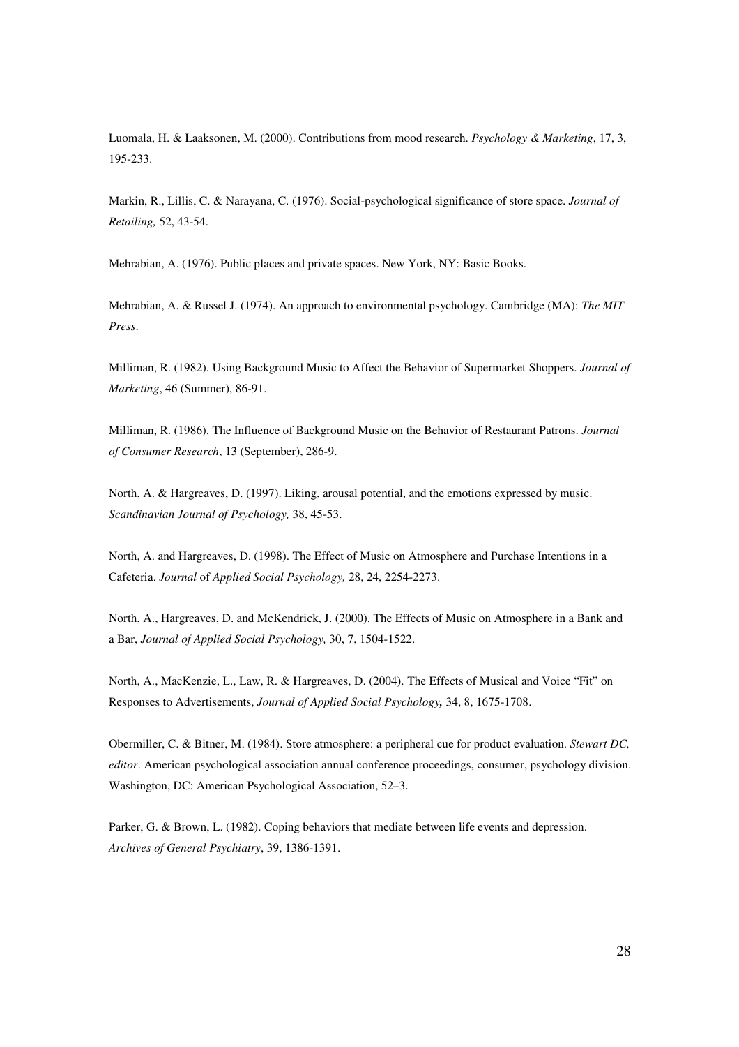Luomala, H. & Laaksonen, M. (2000). Contributions from mood research. *Psychology & Marketing*, 17, 3, 195-233.

Markin, R., Lillis, C. & Narayana, C. (1976). Social-psychological significance of store space. *Journal of Retailing,* 52, 43-54.

Mehrabian, A. (1976). Public places and private spaces. New York, NY: Basic Books.

Mehrabian, A. & Russel J. (1974). An approach to environmental psychology. Cambridge (MA): *The MIT Press*.

Milliman, R. (1982). Using Background Music to Affect the Behavior of Supermarket Shoppers. *Journal of Marketing*, 46 (Summer), 86-91.

Milliman, R. (1986). The Influence of Background Music on the Behavior of Restaurant Patrons. *Journal of Consumer Research*, 13 (September), 286-9.

North, A. & Hargreaves, D. (1997). Liking, arousal potential, and the emotions expressed by music. *Scandinavian Journal of Psychology,* 38, 45-53.

North, A. and Hargreaves, D. (1998). The Effect of Music on Atmosphere and Purchase Intentions in a Cafeteria. *Journal* of *Applied Social Psychology,* 28, 24, 2254-2273.

North, A., Hargreaves, D. and McKendrick, J. (2000). The Effects of Music on Atmosphere in a Bank and a Bar, *Journal of Applied Social Psychology,* 30, 7, 1504-1522.

North, A., MacKenzie, L., Law, R. & Hargreaves, D. (2004). The Effects of Musical and Voice "Fit" on Responses to Advertisements, *Journal of Applied Social Psychology,* 34, 8, 1675-1708.

Obermiller, C. & Bitner, M. (1984). Store atmosphere: a peripheral cue for product evaluation. *Stewart DC, editor*. American psychological association annual conference proceedings, consumer, psychology division. Washington, DC: American Psychological Association, 52–3.

Parker, G. & Brown, L. (1982). Coping behaviors that mediate between life events and depression. *Archives of General Psychiatry*, 39, 1386-1391.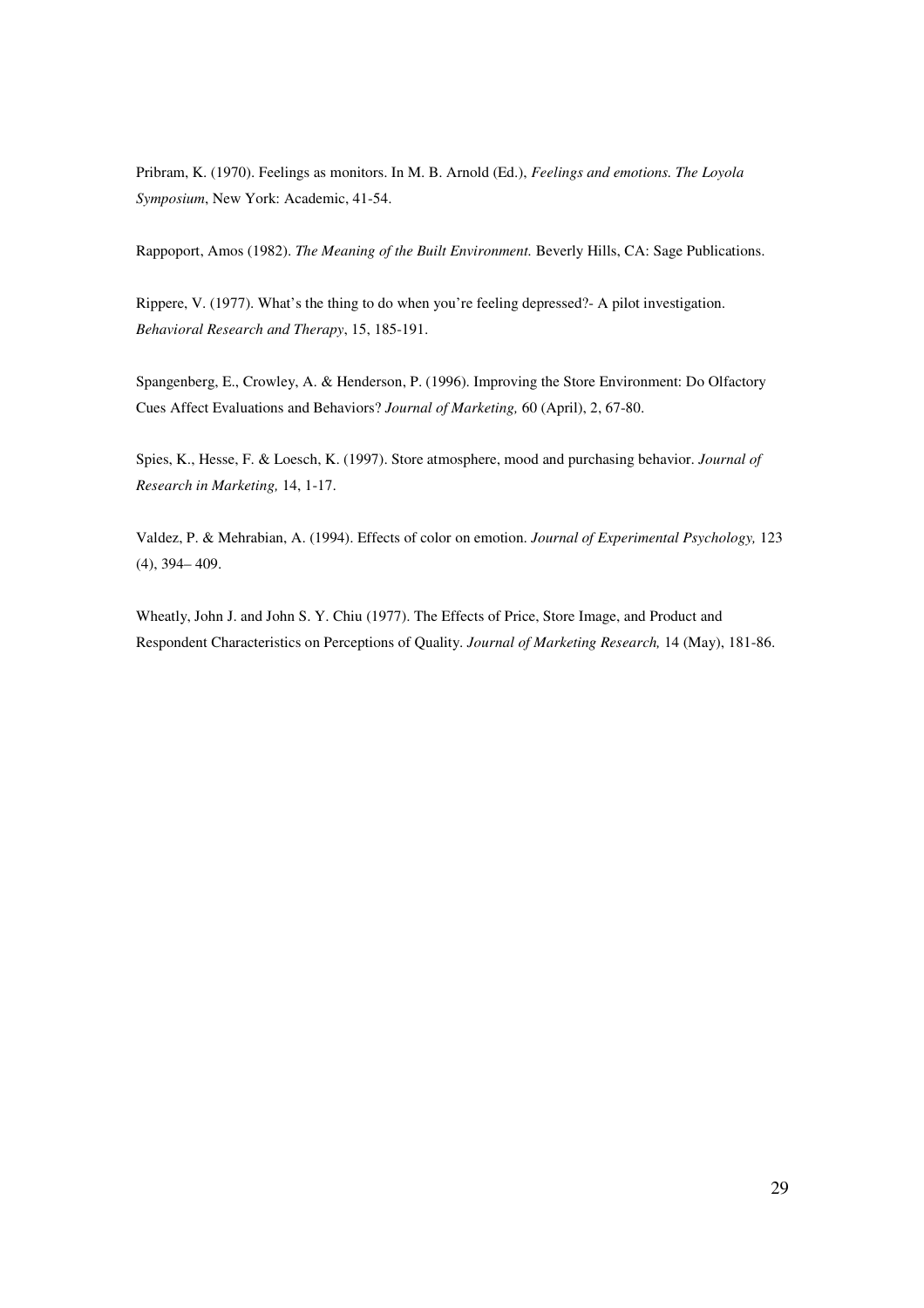Pribram, K. (1970). Feelings as monitors. In M. B. Arnold (Ed.), *Feelings and emotions. The Loyola Symposium*, New York: Academic, 41-54.

Rappoport, Amos (1982). *The Meaning of the Built Environment.* Beverly Hills, CA: Sage Publications.

Rippere, V. (1977). What's the thing to do when you're feeling depressed?- A pilot investigation. *Behavioral Research and Therapy*, 15, 185-191.

Spangenberg, E., Crowley, A. & Henderson, P. (1996). Improving the Store Environment: Do Olfactory Cues Affect Evaluations and Behaviors? *Journal of Marketing,* 60 (April), 2, 67-80.

Spies, K., Hesse, F. & Loesch, K. (1997). Store atmosphere, mood and purchasing behavior. *Journal of Research in Marketing,* 14, 1-17.

Valdez, P. & Mehrabian, A. (1994). Effects of color on emotion. *Journal of Experimental Psychology,* 123 (4), 394– 409.

Wheatly, John J. and John S. Y. Chiu (1977). The Effects of Price, Store Image, and Product and Respondent Characteristics on Perceptions of Quality. *Journal of Marketing Research,* 14 (May), 181-86.